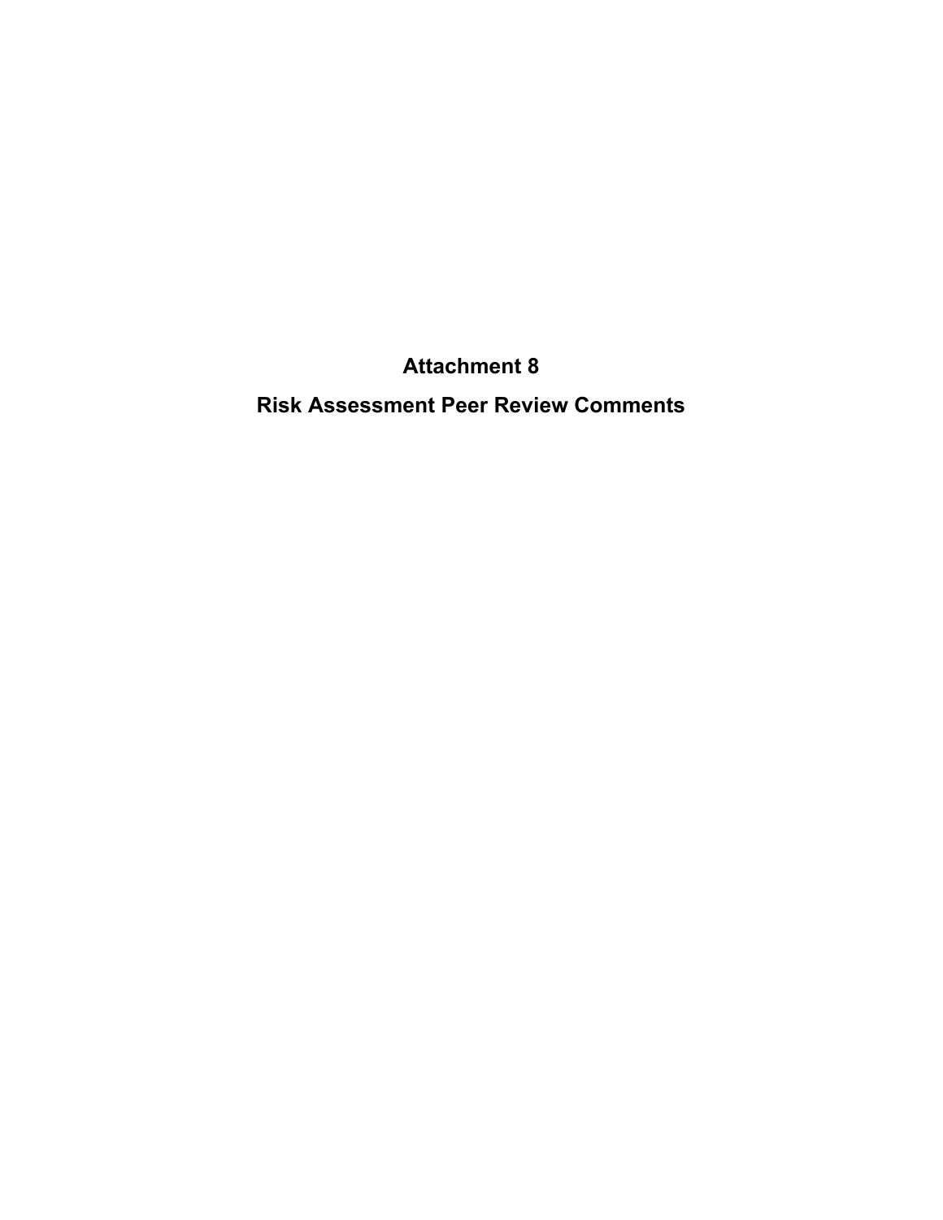# Attachment 8

# Risk Assessment Peer Review Comments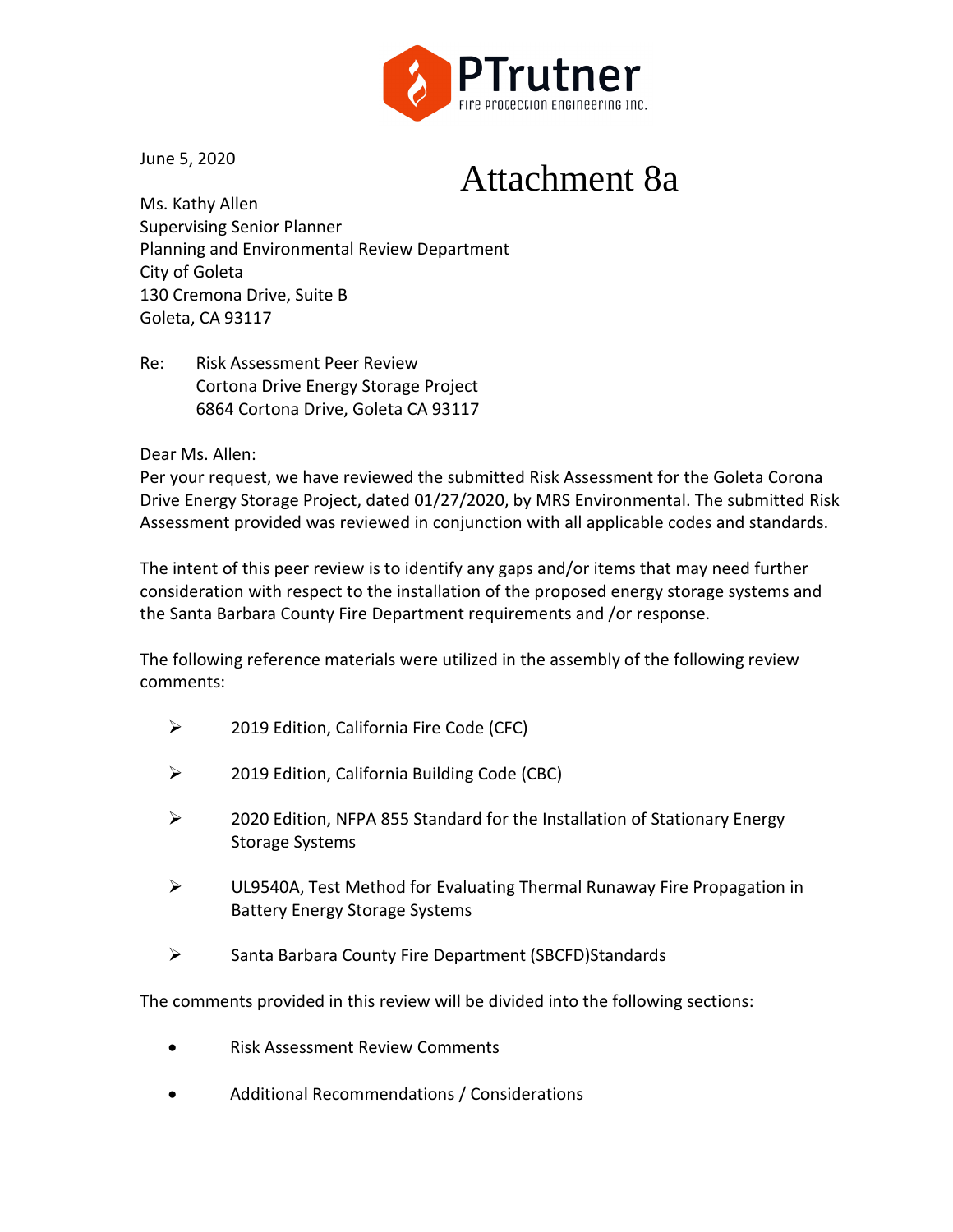PTrutner
Fire Protection Engineering Inc.

June 5, 2020

# Attachment 8a

Ms. Kathy Allen
Supervising Senior Planner
Planning and Environmental Review Department
City of Goleta
130 Cremona Drive, Suite B
Goleta, CA 93117

Re: Risk Assessment Peer Review
Cortona Drive Energy Storage Project
6864 Cortona Drive, Goleta CA 93117

Dear Ms. Allen:
Per your request, we have reviewed the submitted Risk Assessment for the Goleta Corona Drive Energy Storage Project, dated 01/27/2020, by MRS Environmental. The submitted Risk Assessment provided was reviewed in conjunction with all applicable codes and standards.

The intent of this peer review is to identify any gaps and/or items that may need further consideration with respect to the installation of the proposed energy storage systems and the Santa Barbara County Fire Department requirements and /or response.

The following reference materials were utilized in the assembly of the following review comments:

- 2019 Edition, California Fire Code (CFC)
- 2019 Edition, California Building Code (CBC)
- 2020 Edition, NFPA 855 Standard for the Installation of Stationary Energy Storage Systems
- UL9540A, Test Method for Evaluating Thermal Runaway Fire Propagation in Battery Energy Storage Systems
- Santa Barbara County Fire Department (SBCFD)Standards

The comments provided in this review will be divided into the following sections:

- Risk Assessment Review Comments
- Additional Recommendations / Considerations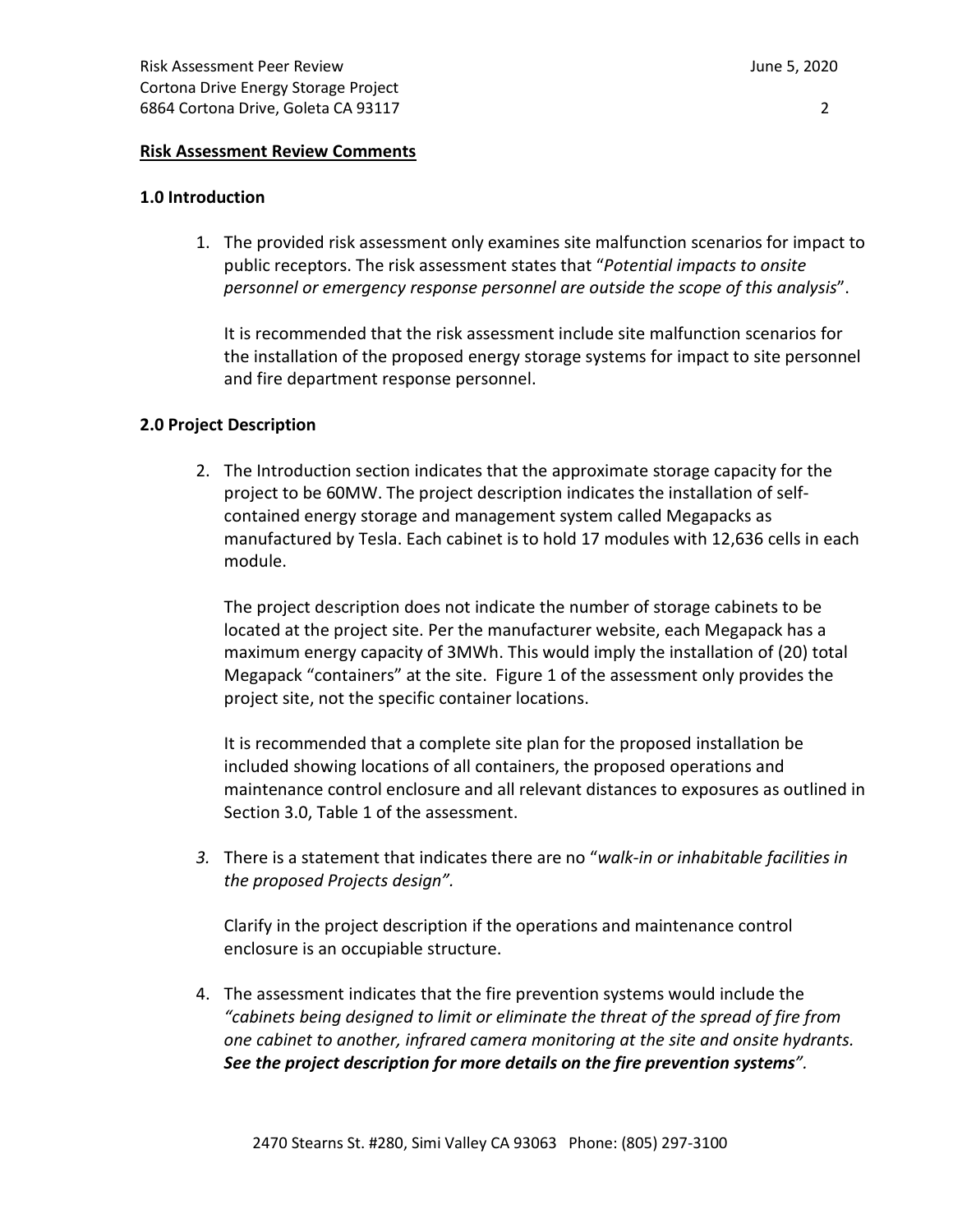**Risk Assessment Review Comments**

**1.0 Introduction**

1. The provided risk assessment only examines site malfunction scenarios for impact to public receptors. The risk assessment states that "*Potential impacts to onsite personnel or emergency response personnel are outside the scope of this analysis*".

   It is recommended that the risk assessment include site malfunction scenarios for the installation of the proposed energy storage systems for impact to site personnel and fire department response personnel.

**2.0 Project Description**

2. The Introduction section indicates that the approximate storage capacity for the project to be 60MW. The project description indicates the installation of self-contained energy storage and management system called Megapacks as manufactured by Tesla. Each cabinet is to hold 17 modules with 12,636 cells in each module.

   The project description does not indicate the number of storage cabinets to be located at the project site. Per the manufacturer website, each Megapack has a maximum energy capacity of 3MWh. This would imply the installation of (20) total Megapack "containers" at the site. Figure 1 of the assessment only provides the project site, not the specific container locations.

   It is recommended that a complete site plan for the proposed installation be included showing locations of all containers, the proposed operations and maintenance control enclosure and all relevant distances to exposures as outlined in Section 3.0, Table 1 of the assessment.

3. There is a statement that indicates there are no "*walk-in or inhabitable facilities in the proposed Projects design".*

   Clarify in the project description if the operations and maintenance control enclosure is an occupiable structure.

4. The assessment indicates that the fire prevention systems would include the *"cabinets being designed to limit or eliminate the threat of the spread of fire from one cabinet to another, infrared camera monitoring at the site and onsite hydrants. **See the project description for more details on the fire prevention systems**"*.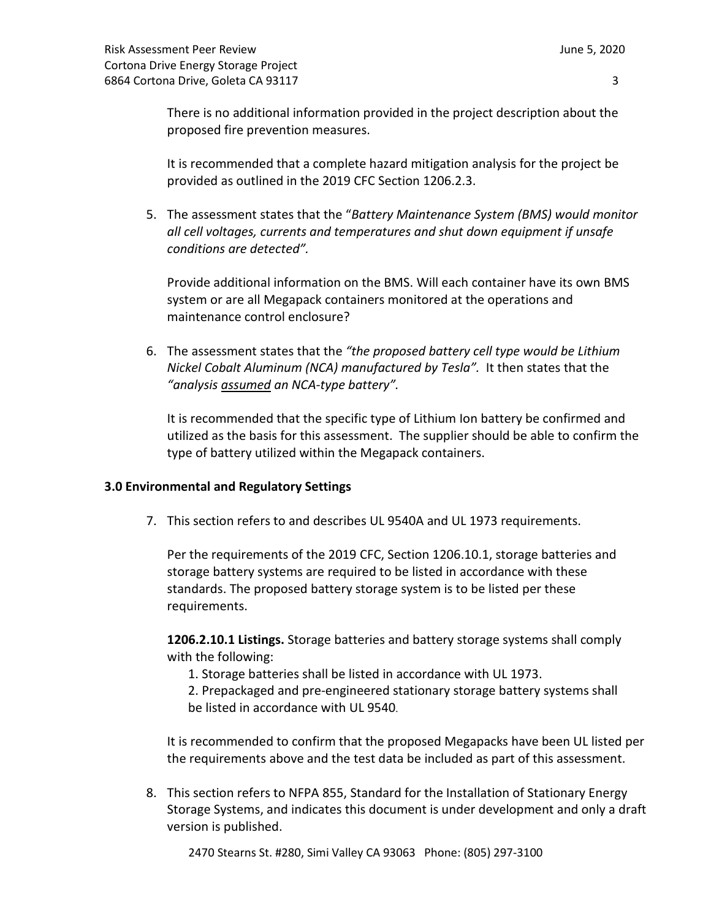There is no additional information provided in the project description about the proposed fire prevention measures.

It is recommended that a complete hazard mitigation analysis for the project be provided as outlined in the 2019 CFC Section 1206.2.3.

5. The assessment states that the "*Battery Maintenance System (BMS) would monitor all cell voltages, currents and temperatures and shut down equipment if unsafe conditions are detected".*

   Provide additional information on the BMS. Will each container have its own BMS system or are all Megapack containers monitored at the operations and maintenance control enclosure?

6. The assessment states that the *"the proposed battery cell type would be Lithium Nickel Cobalt Aluminum (NCA) manufactured by Tesla".* It then states that the *"analysis <u>assumed</u> an NCA-type battery".*

   It is recommended that the specific type of Lithium Ion battery be confirmed and utilized as the basis for this assessment. The supplier should be able to confirm the type of battery utilized within the Megapack containers.

## 3.0 Environmental and Regulatory Settings

7. This section refers to and describes UL 9540A and UL 1973 requirements.

   Per the requirements of the 2019 CFC, Section 1206.10.1, storage batteries and storage battery systems are required to be listed in accordance with these standards. The proposed battery storage system is to be listed per these requirements.

   **1206.2.10.1 Listings.** Storage batteries and battery storage systems shall comply with the following:

   1. Storage batteries shall be listed in accordance with UL 1973.
   2. Prepackaged and pre-engineered stationary storage battery systems shall be listed in accordance with UL 9540.

   It is recommended to confirm that the proposed Megapacks have been UL listed per the requirements above and the test data be included as part of this assessment.

8. This section refers to NFPA 855, Standard for the Installation of Stationary Energy Storage Systems, and indicates this document is under development and only a draft version is published.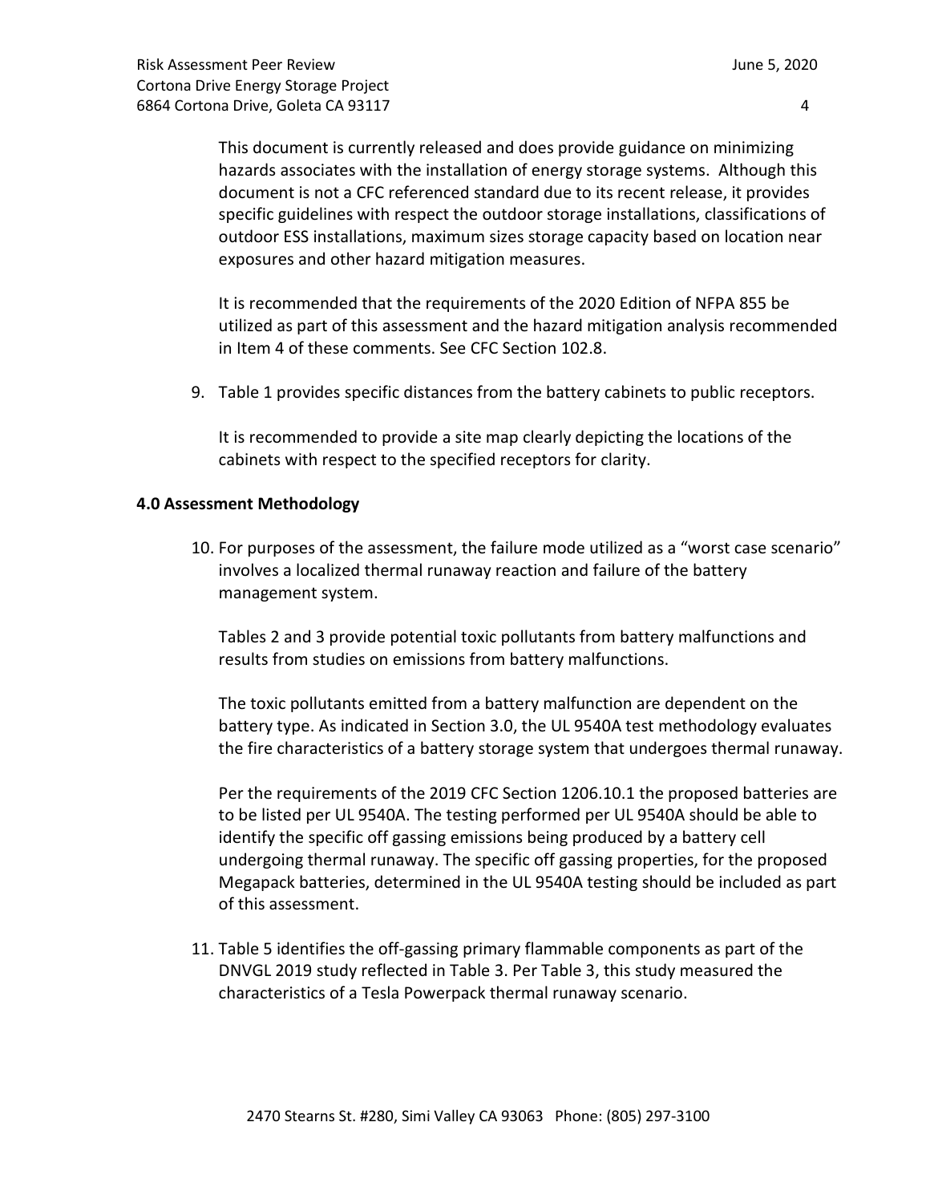This document is currently released and does provide guidance on minimizing hazards associates with the installation of energy storage systems. Although this document is not a CFC referenced standard due to its recent release, it provides specific guidelines with respect the outdoor storage installations, classifications of outdoor ESS installations, maximum sizes storage capacity based on location near exposures and other hazard mitigation measures.

It is recommended that the requirements of the 2020 Edition of NFPA 855 be utilized as part of this assessment and the hazard mitigation analysis recommended in Item 4 of these comments. See CFC Section 102.8.

9. Table 1 provides specific distances from the battery cabinets to public receptors.

   It is recommended to provide a site map clearly depicting the locations of the cabinets with respect to the specified receptors for clarity.

## 4.0 Assessment Methodology

10. For purposes of the assessment, the failure mode utilized as a "worst case scenario" involves a localized thermal runaway reaction and failure of the battery management system.

    Tables 2 and 3 provide potential toxic pollutants from battery malfunctions and results from studies on emissions from battery malfunctions.

    The toxic pollutants emitted from a battery malfunction are dependent on the battery type. As indicated in Section 3.0, the UL 9540A test methodology evaluates the fire characteristics of a battery storage system that undergoes thermal runaway.

    Per the requirements of the 2019 CFC Section 1206.10.1 the proposed batteries are to be listed per UL 9540A. The testing performed per UL 9540A should be able to identify the specific off gassing emissions being produced by a battery cell undergoing thermal runaway. The specific off gassing properties, for the proposed Megapack batteries, determined in the UL 9540A testing should be included as part of this assessment.

11. Table 5 identifies the off-gassing primary flammable components as part of the DNVGL 2019 study reflected in Table 3. Per Table 3, this study measured the characteristics of a Tesla Powerpack thermal runaway scenario.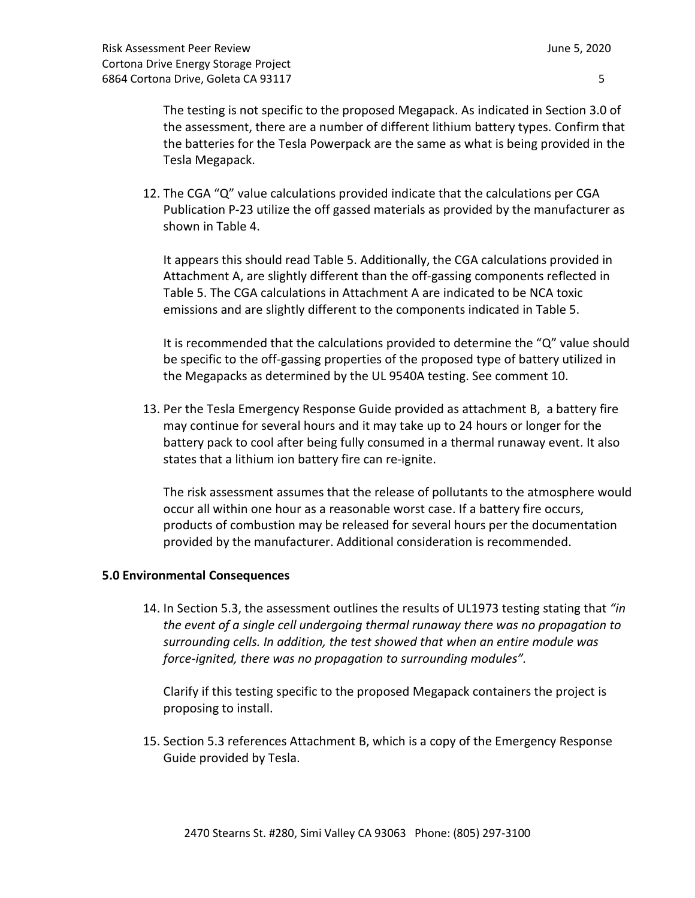The testing is not specific to the proposed Megapack. As indicated in Section 3.0 of the assessment, there are a number of different lithium battery types. Confirm that the batteries for the Tesla Powerpack are the same as what is being provided in the Tesla Megapack.

12. The CGA "Q" value calculations provided indicate that the calculations per CGA Publication P-23 utilize the off gassed materials as provided by the manufacturer as shown in Table 4.

    It appears this should read Table 5. Additionally, the CGA calculations provided in Attachment A, are slightly different than the off-gassing components reflected in Table 5. The CGA calculations in Attachment A are indicated to be NCA toxic emissions and are slightly different to the components indicated in Table 5.

    It is recommended that the calculations provided to determine the "Q" value should be specific to the off-gassing properties of the proposed type of battery utilized in the Megapacks as determined by the UL 9540A testing. See comment 10.

13. Per the Tesla Emergency Response Guide provided as attachment B, a battery fire may continue for several hours and it may take up to 24 hours or longer for the battery pack to cool after being fully consumed in a thermal runaway event. It also states that a lithium ion battery fire can re-ignite.

    The risk assessment assumes that the release of pollutants to the atmosphere would occur all within one hour as a reasonable worst case. If a battery fire occurs, products of combustion may be released for several hours per the documentation provided by the manufacturer. Additional consideration is recommended.

**5.0 Environmental Consequences**

14. In Section 5.3, the assessment outlines the results of UL1973 testing stating that *"in the event of a single cell undergoing thermal runaway there was no propagation to surrounding cells. In addition, the test showed that when an entire module was force-ignited, there was no propagation to surrounding modules".*

    Clarify if this testing specific to the proposed Megapack containers the project is proposing to install.

15. Section 5.3 references Attachment B, which is a copy of the Emergency Response Guide provided by Tesla.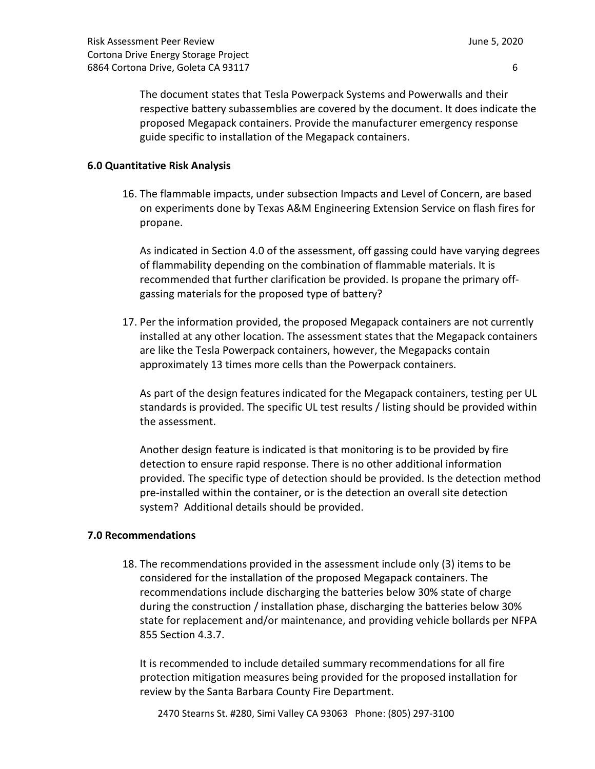The document states that Tesla Powerpack Systems and Powerwalls and their respective battery subassemblies are covered by the document. It does indicate the proposed Megapack containers. Provide the manufacturer emergency response guide specific to installation of the Megapack containers.

**6.0 Quantitative Risk Analysis**

16. The flammable impacts, under subsection Impacts and Level of Concern, are based on experiments done by Texas A&M Engineering Extension Service on flash fires for propane.

    As indicated in Section 4.0 of the assessment, off gassing could have varying degrees of flammability depending on the combination of flammable materials. It is recommended that further clarification be provided. Is propane the primary off-gassing materials for the proposed type of battery?

17. Per the information provided, the proposed Megapack containers are not currently installed at any other location. The assessment states that the Megapack containers are like the Tesla Powerpack containers, however, the Megapacks contain approximately 13 times more cells than the Powerpack containers.

    As part of the design features indicated for the Megapack containers, testing per UL standards is provided. The specific UL test results / listing should be provided within the assessment.

    Another design feature is indicated is that monitoring is to be provided by fire detection to ensure rapid response. There is no other additional information provided. The specific type of detection should be provided. Is the detection method pre-installed within the container, or is the detection an overall site detection system? Additional details should be provided.

**7.0 Recommendations**

18. The recommendations provided in the assessment include only (3) items to be considered for the installation of the proposed Megapack containers. The recommendations include discharging the batteries below 30% state of charge during the construction / installation phase, discharging the batteries below 30% state for replacement and/or maintenance, and providing vehicle bollards per NFPA 855 Section 4.3.7.

    It is recommended to include detailed summary recommendations for all fire protection mitigation measures being provided for the proposed installation for review by the Santa Barbara County Fire Department.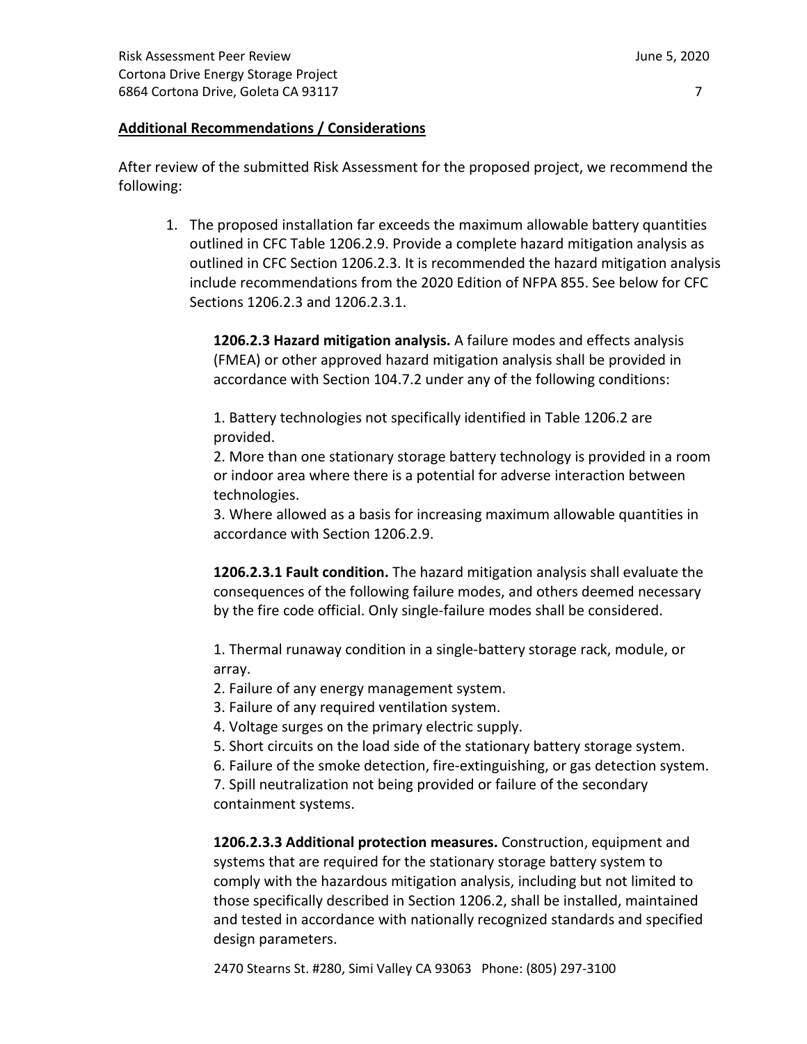**Additional Recommendations / Considerations**

After review of the submitted Risk Assessment for the proposed project, we recommend the following:

1. The proposed installation far exceeds the maximum allowable battery quantities outlined in CFC Table 1206.2.9. Provide a complete hazard mitigation analysis as outlined in CFC Section 1206.2.3. It is recommended the hazard mitigation analysis include recommendations from the 2020 Edition of NFPA 855. See below for CFC Sections 1206.2.3 and 1206.2.3.1.

   **1206.2.3 Hazard mitigation analysis.** A failure modes and effects analysis (FMEA) or other approved hazard mitigation analysis shall be provided in accordance with Section 104.7.2 under any of the following conditions:

   1. Battery technologies not specifically identified in Table 1206.2 are provided.
   2. More than one stationary storage battery technology is provided in a room or indoor area where there is a potential for adverse interaction between technologies.
   3. Where allowed as a basis for increasing maximum allowable quantities in accordance with Section 1206.2.9.

   **1206.2.3.1 Fault condition.** The hazard mitigation analysis shall evaluate the consequences of the following failure modes, and others deemed necessary by the fire code official. Only single-failure modes shall be considered.

   1. Thermal runaway condition in a single-battery storage rack, module, or array.
   2. Failure of any energy management system.
   3. Failure of any required ventilation system.
   4. Voltage surges on the primary electric supply.
   5. Short circuits on the load side of the stationary battery storage system.
   6. Failure of the smoke detection, fire-extinguishing, or gas detection system.
   7. Spill neutralization not being provided or failure of the secondary containment systems.

   **1206.2.3.3 Additional protection measures.** Construction, equipment and systems that are required for the stationary storage battery system to comply with the hazardous mitigation analysis, including but not limited to those specifically described in Section 1206.2, shall be installed, maintained and tested in accordance with nationally recognized standards and specified design parameters.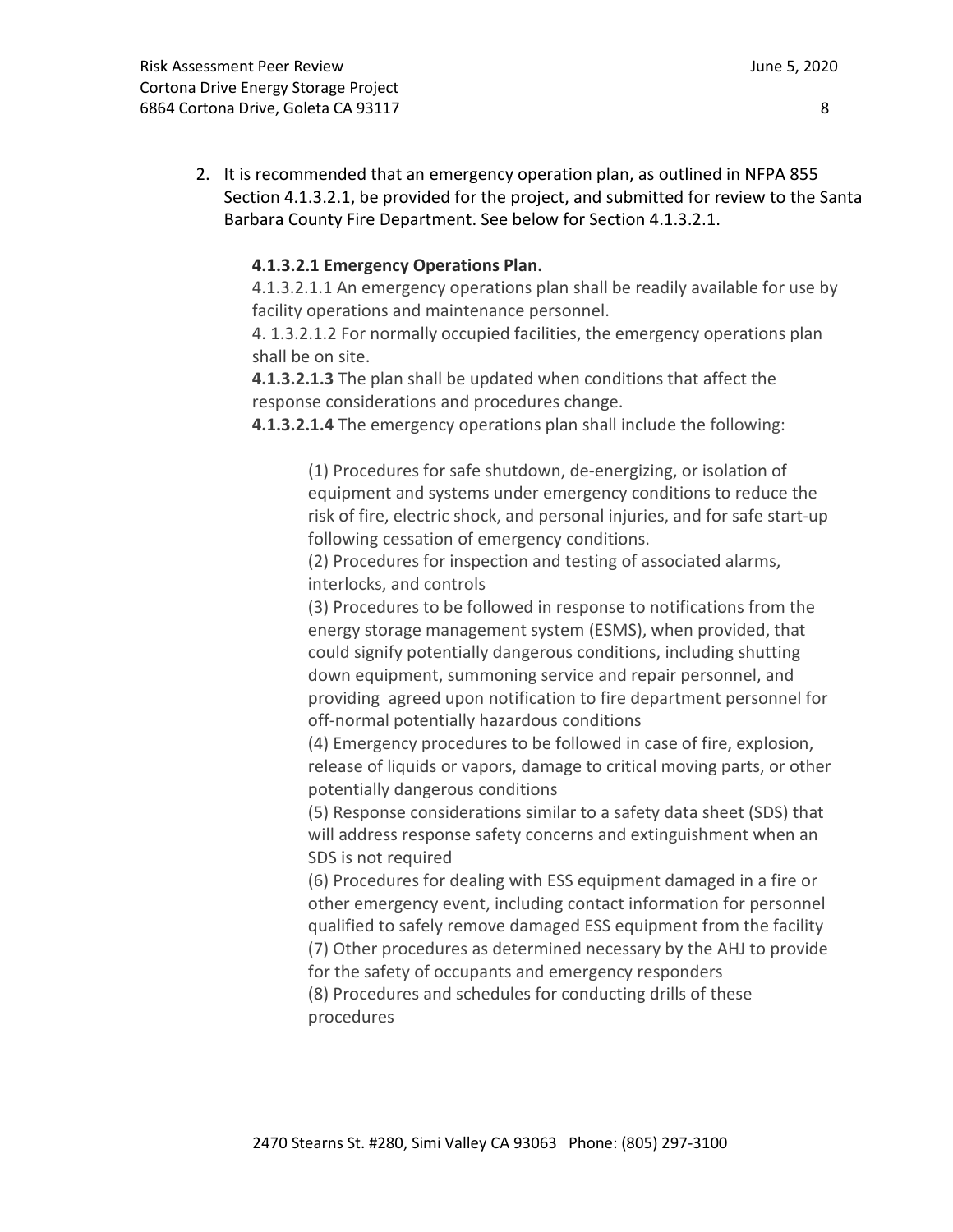2. It is recommended that an emergency operation plan, as outlined in NFPA 855 Section 4.1.3.2.1, be provided for the project, and submitted for review to the Santa Barbara County Fire Department. See below for Section 4.1.3.2.1.

   **4.1.3.2.1 Emergency Operations Plan.**

   4.1.3.2.1.1 An emergency operations plan shall be readily available for use by facility operations and maintenance personnel.

   4. 1.3.2.1.2 For normally occupied facilities, the emergency operations plan shall be on site.

   **4.1.3.2.1.3** The plan shall be updated when conditions that affect the response considerations and procedures change.

   **4.1.3.2.1.4** The emergency operations plan shall include the following:

   (1) Procedures for safe shutdown, de-energizing, or isolation of equipment and systems under emergency conditions to reduce the risk of fire, electric shock, and personal injuries, and for safe start-up following cessation of emergency conditions.

   (2) Procedures for inspection and testing of associated alarms, interlocks, and controls

   (3) Procedures to be followed in response to notifications from the energy storage management system (ESMS), when provided, that could signify potentially dangerous conditions, including shutting down equipment, summoning service and repair personnel, and providing agreed upon notification to fire department personnel for off-normal potentially hazardous conditions

   (4) Emergency procedures to be followed in case of fire, explosion, release of liquids or vapors, damage to critical moving parts, or other potentially dangerous conditions

   (5) Response considerations similar to a safety data sheet (SDS) that will address response safety concerns and extinguishment when an SDS is not required

   (6) Procedures for dealing with ESS equipment damaged in a fire or other emergency event, including contact information for personnel qualified to safely remove damaged ESS equipment from the facility

   (7) Other procedures as determined necessary by the AHJ to provide for the safety of occupants and emergency responders

   (8) Procedures and schedules for conducting drills of these procedures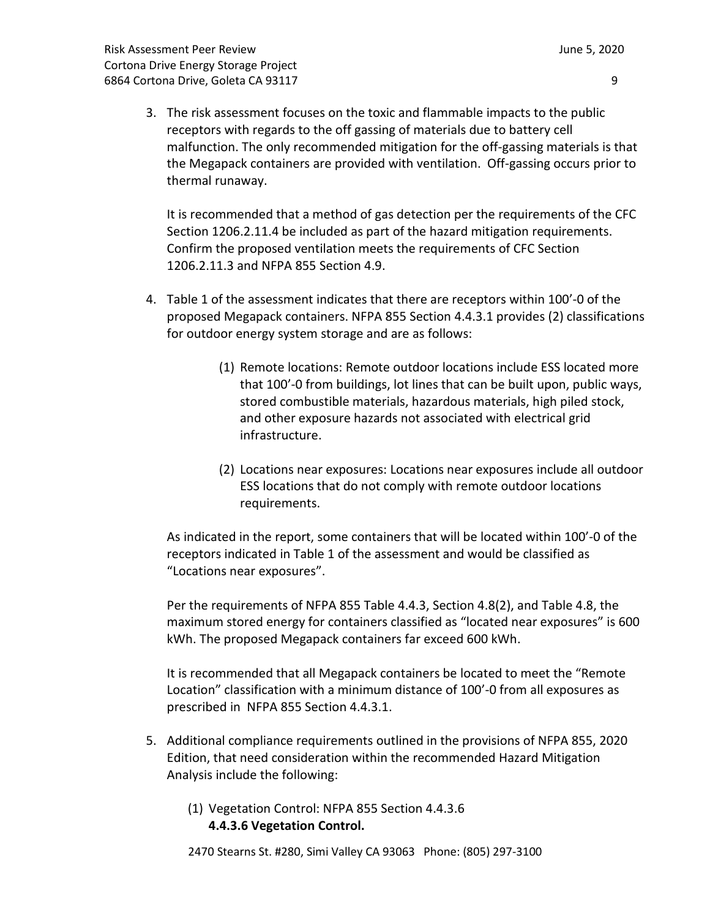3. The risk assessment focuses on the toxic and flammable impacts to the public receptors with regards to the off gassing of materials due to battery cell malfunction. The only recommended mitigation for the off-gassing materials is that the Megapack containers are provided with ventilation. Off-gassing occurs prior to thermal runaway.

   It is recommended that a method of gas detection per the requirements of the CFC Section 1206.2.11.4 be included as part of the hazard mitigation requirements. Confirm the proposed ventilation meets the requirements of CFC Section 1206.2.11.3 and NFPA 855 Section 4.9.

4. Table 1 of the assessment indicates that there are receptors within 100'-0 of the proposed Megapack containers. NFPA 855 Section 4.4.3.1 provides (2) classifications for outdoor energy system storage and are as follows:

   (1) Remote locations: Remote outdoor locations include ESS located more that 100'-0 from buildings, lot lines that can be built upon, public ways, stored combustible materials, hazardous materials, high piled stock, and other exposure hazards not associated with electrical grid infrastructure.

   (2) Locations near exposures: Locations near exposures include all outdoor ESS locations that do not comply with remote outdoor locations requirements.

   As indicated in the report, some containers that will be located within 100'-0 of the receptors indicated in Table 1 of the assessment and would be classified as "Locations near exposures".

   Per the requirements of NFPA 855 Table 4.4.3, Section 4.8(2), and Table 4.8, the maximum stored energy for containers classified as "located near exposures" is 600 kWh. The proposed Megapack containers far exceed 600 kWh.

   It is recommended that all Megapack containers be located to meet the "Remote Location" classification with a minimum distance of 100'-0 from all exposures as prescribed in NFPA 855 Section 4.4.3.1.

5. Additional compliance requirements outlined in the provisions of NFPA 855, 2020 Edition, that need consideration within the recommended Hazard Mitigation Analysis include the following:

   (1) Vegetation Control: NFPA 855 Section 4.4.3.6
   **4.4.3.6 Vegetation Control.**

2470 Stearns St. #280, Simi Valley CA 93063 Phone: (805) 297-3100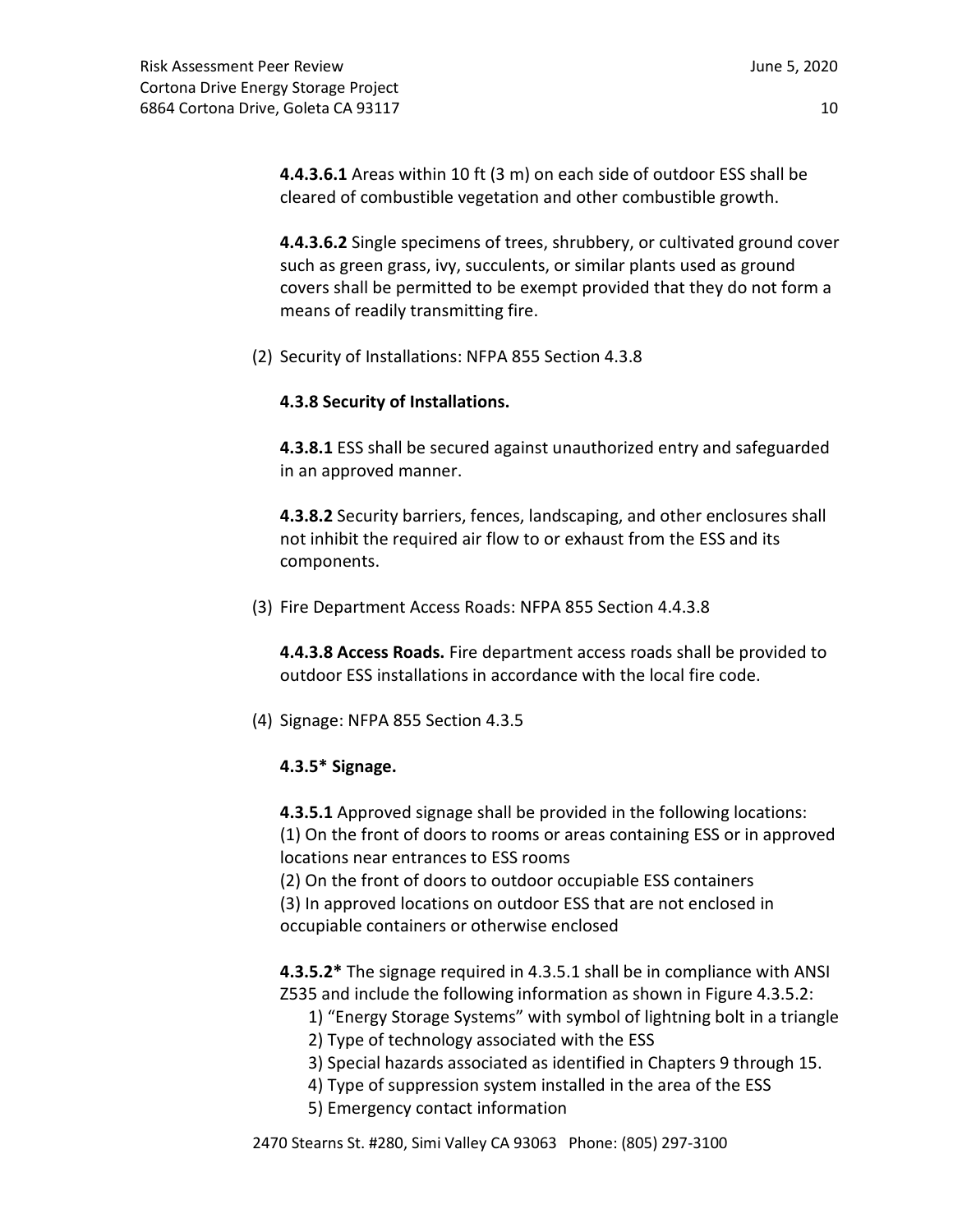**4.4.3.6.1** Areas within 10 ft (3 m) on each side of outdoor ESS shall be cleared of combustible vegetation and other combustible growth.

**4.4.3.6.2** Single specimens of trees, shrubbery, or cultivated ground cover such as green grass, ivy, succulents, or similar plants used as ground covers shall be permitted to be exempt provided that they do not form a means of readily transmitting fire.

(2) Security of Installations: NFPA 855 Section 4.3.8

**4.3.8 Security of Installations.**

**4.3.8.1** ESS shall be secured against unauthorized entry and safeguarded in an approved manner.

**4.3.8.2** Security barriers, fences, landscaping, and other enclosures shall not inhibit the required air flow to or exhaust from the ESS and its components.

(3) Fire Department Access Roads: NFPA 855 Section 4.4.3.8

**4.4.3.8 Access Roads.** Fire department access roads shall be provided to outdoor ESS installations in accordance with the local fire code.

(4) Signage: NFPA 855 Section 4.3.5

**4.3.5* Signage.**

**4.3.5.1** Approved signage shall be provided in the following locations:
(1) On the front of doors to rooms or areas containing ESS or in approved locations near entrances to ESS rooms
(2) On the front of doors to outdoor occupiable ESS containers
(3) In approved locations on outdoor ESS that are not enclosed in occupiable containers or otherwise enclosed

**4.3.5.2*** The signage required in 4.3.5.1 shall be in compliance with ANSI Z535 and include the following information as shown in Figure 4.3.5.2:

1) "Energy Storage Systems" with symbol of lightning bolt in a triangle
2) Type of technology associated with the ESS
3) Special hazards associated as identified in Chapters 9 through 15.
4) Type of suppression system installed in the area of the ESS
5) Emergency contact information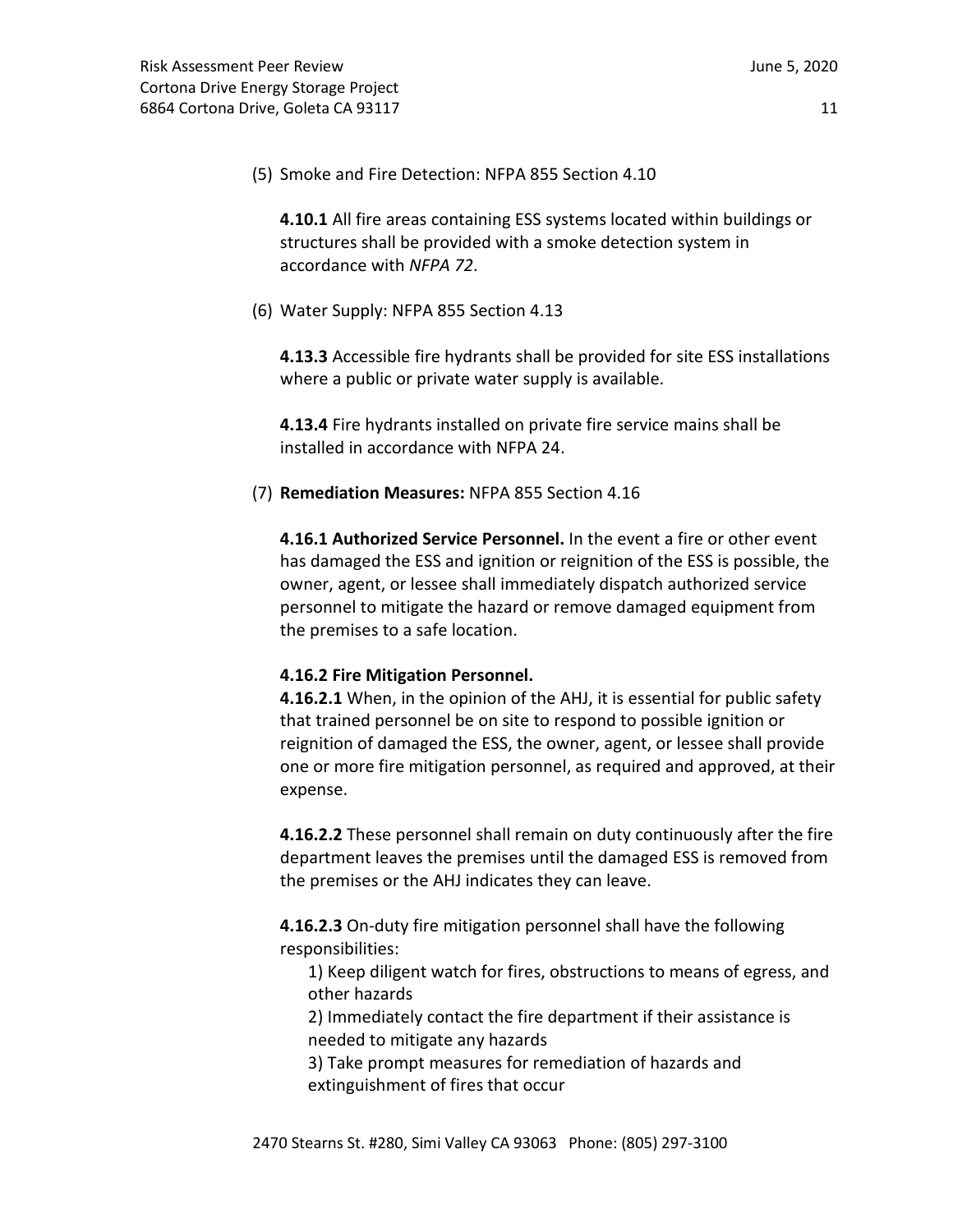(5) Smoke and Fire Detection: NFPA 855 Section 4.10

**4.10.1** All fire areas containing ESS systems located within buildings or structures shall be provided with a smoke detection system in accordance with *NFPA 72*.

(6) Water Supply: NFPA 855 Section 4.13

**4.13.3** Accessible fire hydrants shall be provided for site ESS installations where a public or private water supply is available.

**4.13.4** Fire hydrants installed on private fire service mains shall be installed in accordance with NFPA 24.

(7) **Remediation Measures:** NFPA 855 Section 4.16

**4.16.1 Authorized Service Personnel.** In the event a fire or other event has damaged the ESS and ignition or reignition of the ESS is possible, the owner, agent, or lessee shall immediately dispatch authorized service personnel to mitigate the hazard or remove damaged equipment from the premises to a safe location.

**4.16.2 Fire Mitigation Personnel.**
**4.16.2.1** When, in the opinion of the AHJ, it is essential for public safety that trained personnel be on site to respond to possible ignition or reignition of damaged the ESS, the owner, agent, or lessee shall provide one or more fire mitigation personnel, as required and approved, at their expense.

**4.16.2.2** These personnel shall remain on duty continuously after the fire department leaves the premises until the damaged ESS is removed from the premises or the AHJ indicates they can leave.

**4.16.2.3** On-duty fire mitigation personnel shall have the following responsibilities:

1) Keep diligent watch for fires, obstructions to means of egress, and other hazards
2) Immediately contact the fire department if their assistance is needed to mitigate any hazards
3) Take prompt measures for remediation of hazards and extinguishment of fires that occur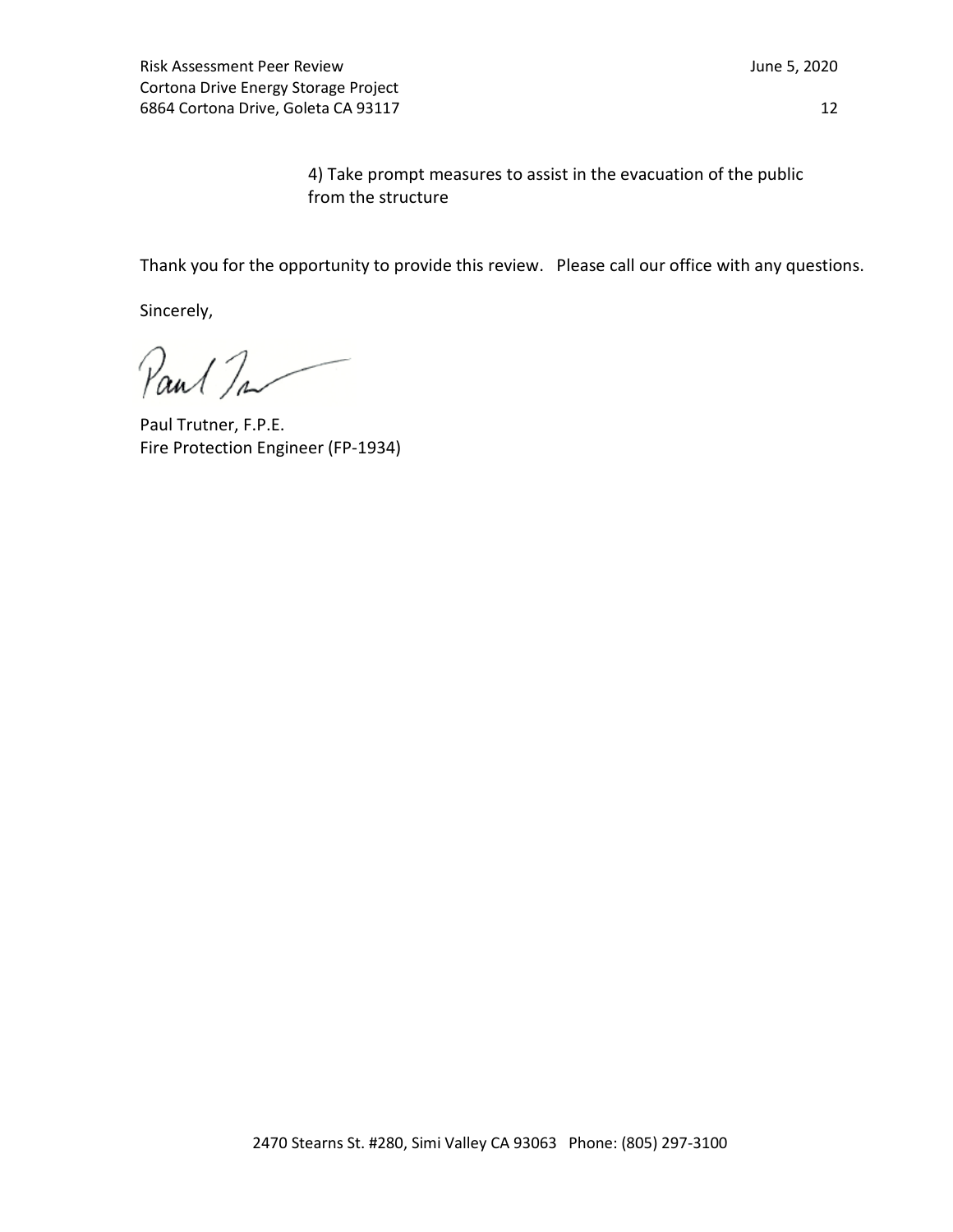4) Take prompt measures to assist in the evacuation of the public from the structure

Thank you for the opportunity to provide this review. Please call our office with any questions.

Sincerely,

Paul Trutner, F.P.E.
Fire Protection Engineer (FP-1934)

2470 Stearns St. #280, Simi Valley CA 93063 Phone: (805) 297-3100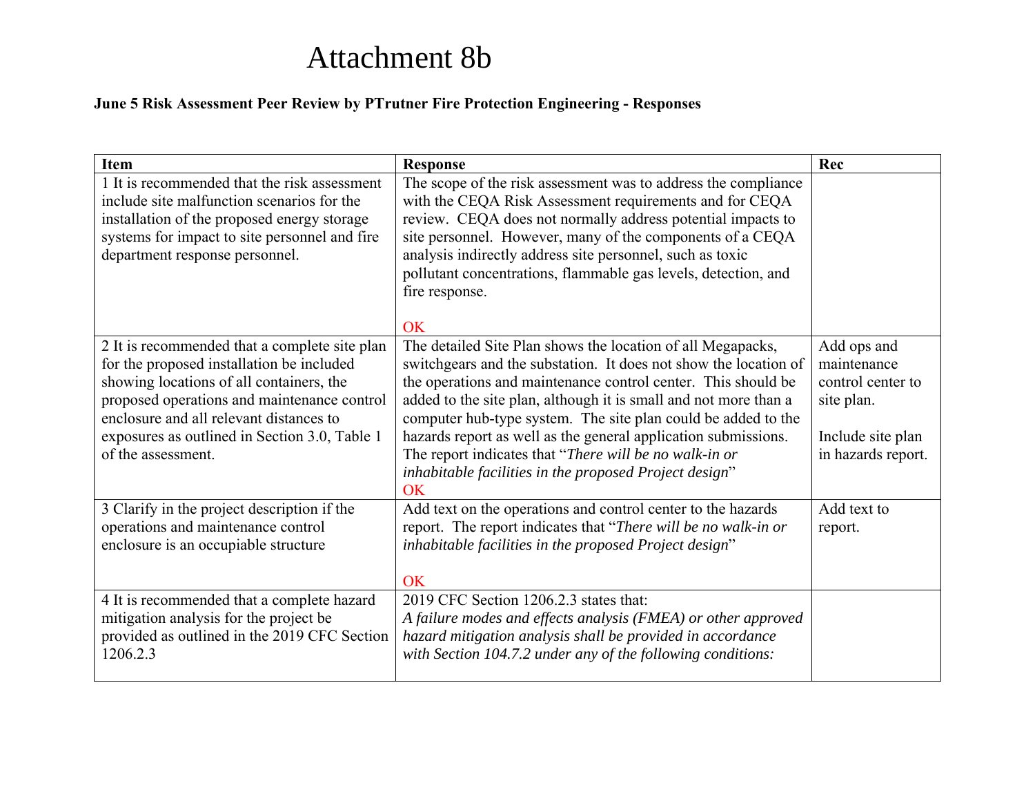# Attachment 8b

**June 5 Risk Assessment Peer Review by PTrutner Fire Protection Engineering - Responses**

| Item | Response | Rec |
|---|---|---|
| 1 It is recommended that the risk assessment include site malfunction scenarios for the installation of the proposed energy storage systems for impact to site personnel and fire department response personnel. | The scope of the risk assessment was to address the compliance with the CEQA Risk Assessment requirements and for CEQA review. CEQA does not normally address potential impacts to site personnel. However, many of the components of a CEQA analysis indirectly address site personnel, such as toxic pollutant concentrations, flammable gas levels, detection, and fire response.<br><br>OK | |
| 2 It is recommended that a complete site plan for the proposed installation be included showing locations of all containers, the proposed operations and maintenance control enclosure and all relevant distances to exposures as outlined in Section 3.0, Table 1 of the assessment. | The detailed Site Plan shows the location of all Megapacks, switchgears and the substation. It does not show the location of the operations and maintenance control center. This should be added to the site plan, although it is small and not more than a computer hub-type system. The site plan could be added to the hazards report as well as the general application submissions. The report indicates that "*There will be no walk-in or inhabitable facilities in the proposed Project design*"<br>OK | Add ops and maintenance control center to site plan.<br><br>Include site plan in hazards report. |
| 3 Clarify in the project description if the operations and maintenance control enclosure is an occupiable structure | Add text on the operations and control center to the hazards report. The report indicates that "*There will be no walk-in or inhabitable facilities in the proposed Project design*"<br><br>OK | Add text to report. |
| 4 It is recommended that a complete hazard mitigation analysis for the project be provided as outlined in the 2019 CFC Section 1206.2.3 | 2019 CFC Section 1206.2.3 states that:<br>*A failure modes and effects analysis (FMEA) or other approved hazard mitigation analysis shall be provided in accordance with Section 104.7.2 under any of the following conditions:* | |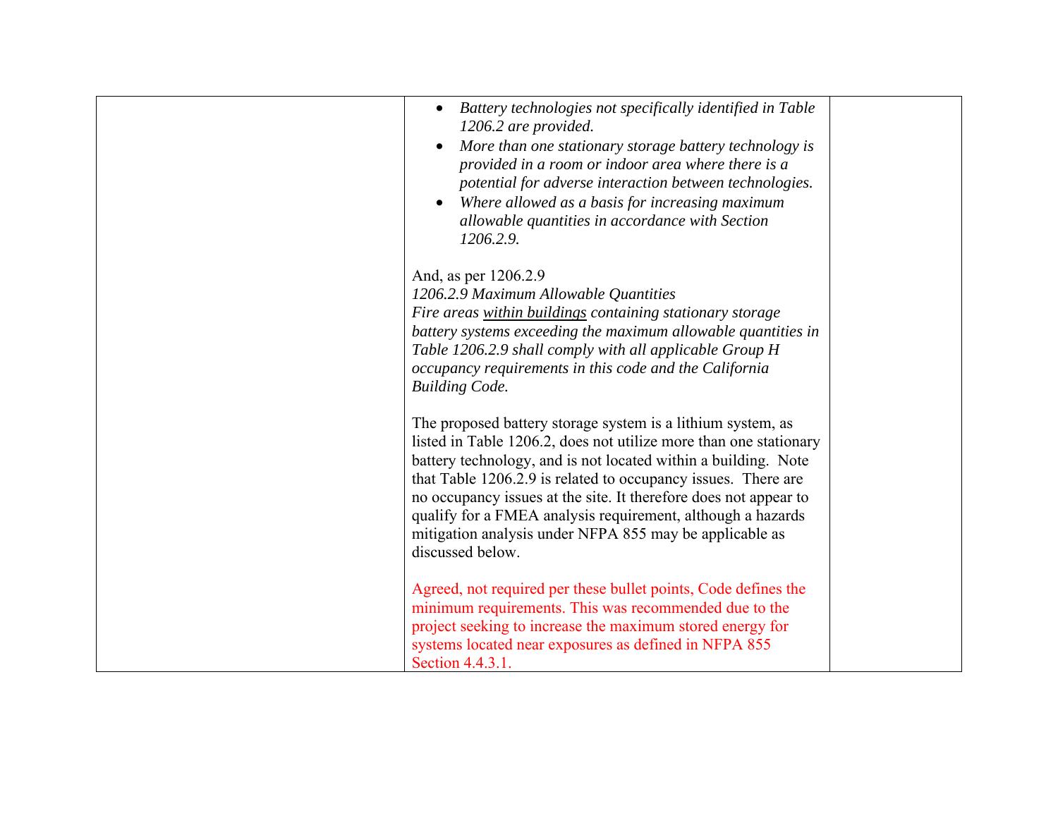| | | |
|---|---|---|
| | - *Battery technologies not specifically identified in Table 1206.2 are provided.*<br>- *More than one stationary storage battery technology is provided in a room or indoor area where there is a potential for adverse interaction between technologies.*<br>- *Where allowed as a basis for increasing maximum allowable quantities in accordance with Section 1206.2.9.*<br><br>And, as per 1206.2.9<br>*1206.2.9 Maximum Allowable Quantities*<br>*Fire areas <u>within buildings</u> containing stationary storage battery systems exceeding the maximum allowable quantities in Table 1206.2.9 shall comply with all applicable Group H occupancy requirements in this code and the California Building Code.*<br><br>The proposed battery storage system is a lithium system, as listed in Table 1206.2, does not utilize more than one stationary battery technology, and is not located within a building. Note that Table 1206.2.9 is related to occupancy issues. There are no occupancy issues at the site. It therefore does not appear to qualify for a FMEA analysis requirement, although a hazards mitigation analysis under NFPA 855 may be applicable as discussed below.<br><br>Agreed, not required per these bullet points, Code defines the minimum requirements. This was recommended due to the project seeking to increase the maximum stored energy for systems located near exposures as defined in NFPA 855 Section 4.4.3.1. | |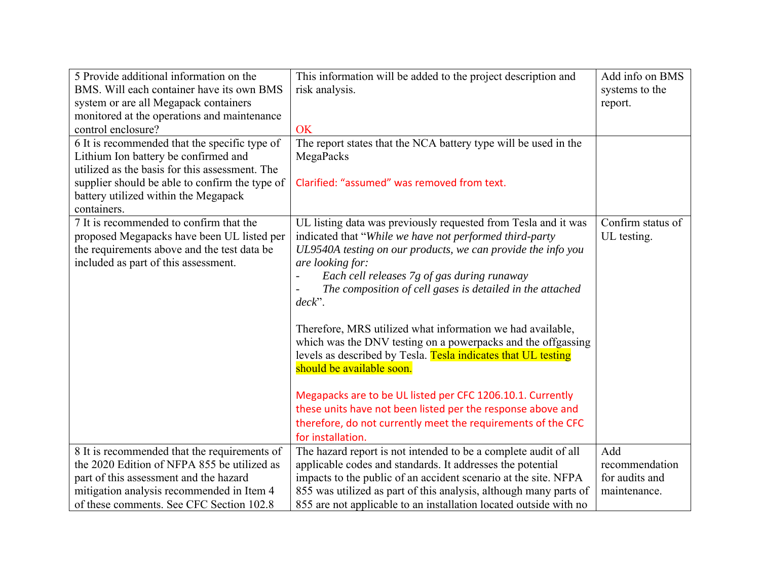| | | |
|---|---|---|
| 5 Provide additional information on the BMS. Will each container have its own BMS system or are all Megapack containers monitored at the operations and maintenance control enclosure? | This information will be added to the project description and risk analysis.<br><br>OK | Add info on BMS systems to the report. |
| 6 It is recommended that the specific type of Lithium Ion battery be confirmed and utilized as the basis for this assessment. The supplier should be able to confirm the type of battery utilized within the Megapack containers. | The report states that the NCA battery type will be used in the MegaPacks<br><br>Clarified: "assumed" was removed from text. | |
| 7 It is recommended to confirm that the proposed Megapacks have been UL listed per the requirements above and the test data be included as part of this assessment. | UL listing data was previously requested from Tesla and it was indicated that "*While we have not performed third-party UL9540A testing on our products, we can provide the info you are looking for:*<br>- *Each cell releases 7g of gas during runaway*<br>- *The composition of cell gases is detailed in the attached deck*".<br><br>Therefore, MRS utilized what information we had available, which was the DNV testing on a powerpacks and the offgassing levels as described by Tesla. Tesla indicates that UL testing should be available soon.<br><br>Megapacks are to be UL listed per CFC 1206.10.1. Currently these units have not been listed per the response above and therefore, do not currently meet the requirements of the CFC for installation. | Confirm status of UL testing. |
| 8 It is recommended that the requirements of the 2020 Edition of NFPA 855 be utilized as part of this assessment and the hazard mitigation analysis recommended in Item 4 of these comments. See CFC Section 102.8 | The hazard report is not intended to be a complete audit of all applicable codes and standards. It addresses the potential impacts to the public of an accident scenario at the site. NFPA 855 was utilized as part of this analysis, although many parts of 855 are not applicable to an installation located outside with no | Add recommendation for audits and maintenance. |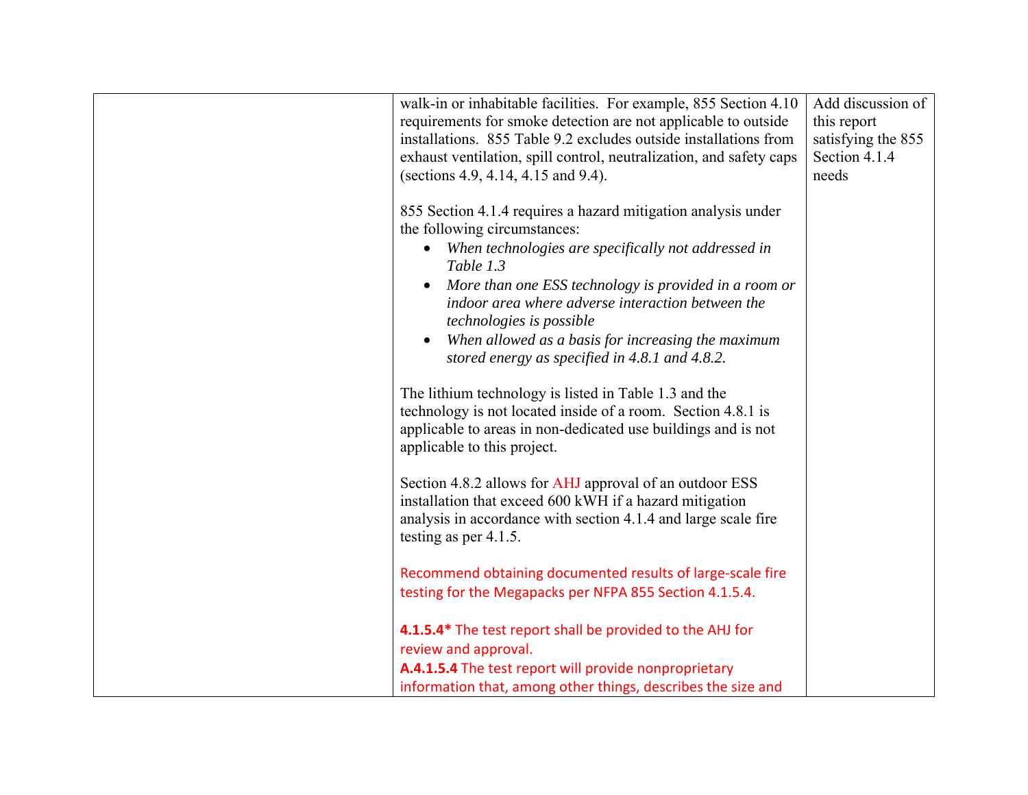| | | |
|---|---|---|
| | walk-in or inhabitable facilities. For example, 855 Section 4.10 requirements for smoke detection are not applicable to outside installations. 855 Table 9.2 excludes outside installations from exhaust ventilation, spill control, neutralization, and safety caps (sections 4.9, 4.14, 4.15 and 9.4).<br><br>855 Section 4.1.4 requires a hazard mitigation analysis under the following circumstances:<br>• *When technologies are specifically not addressed in Table 1.3*<br>• *More than one ESS technology is provided in a room or indoor area where adverse interaction between the technologies is possible*<br>• *When allowed as a basis for increasing the maximum stored energy as specified in 4.8.1 and 4.8.2.*<br><br>The lithium technology is listed in Table 1.3 and the technology is not located inside of a room. Section 4.8.1 is applicable to areas in non-dedicated use buildings and is not applicable to this project.<br><br>Section 4.8.2 allows for AHJ approval of an outdoor ESS installation that exceed 600 kWH if a hazard mitigation analysis in accordance with section 4.1.4 and large scale fire testing as per 4.1.5.<br><br>Recommend obtaining documented results of large-scale fire testing for the Megapacks per NFPA 855 Section 4.1.5.4.<br><br>**4.1.5.4*** The test report shall be provided to the AHJ for review and approval.<br>**A.4.1.5.4** The test report will provide nonproprietary information that, among other things, describes the size and | Add discussion of this report satisfying the 855 Section 4.1.4 needs |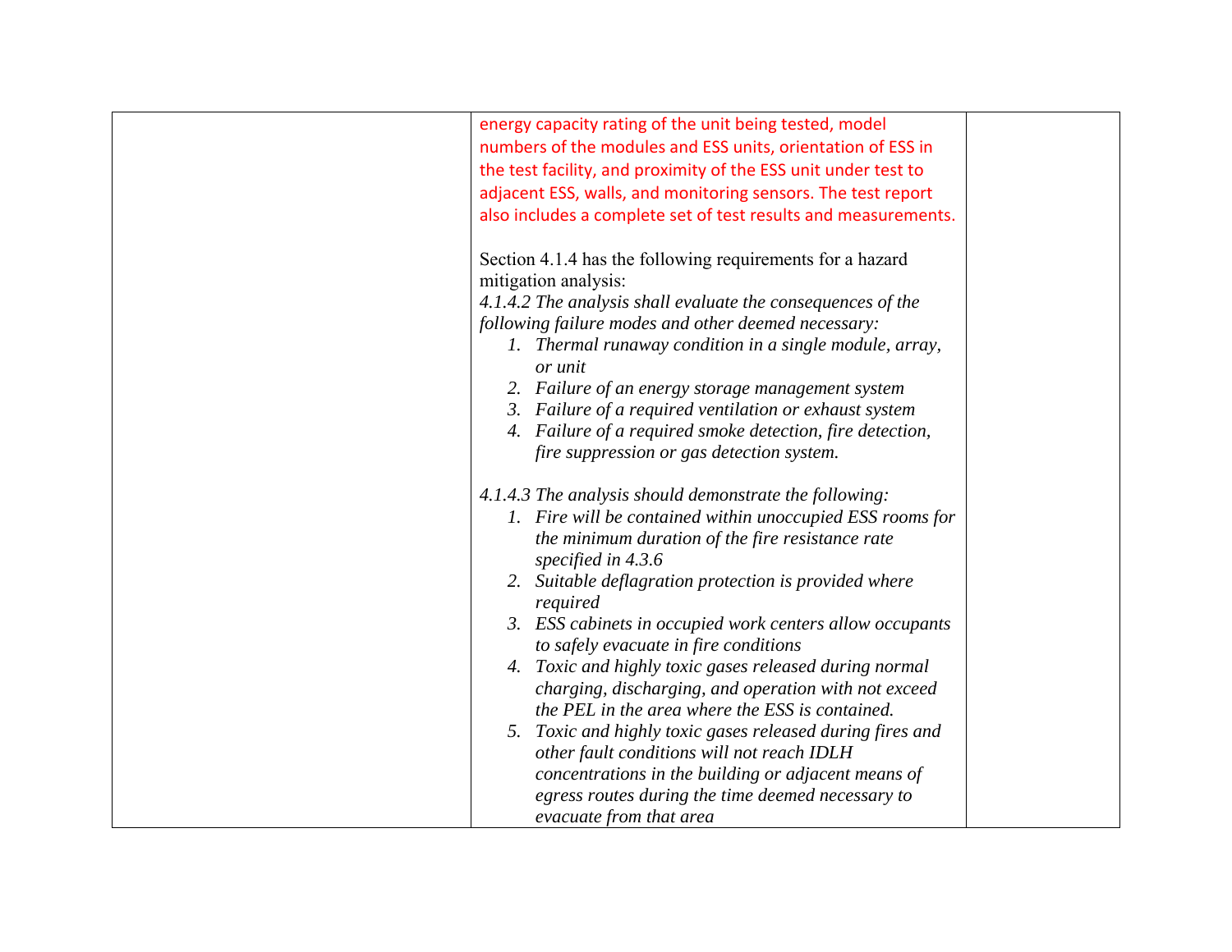| | | |
|---|---|---|
| | energy capacity rating of the unit being tested, model numbers of the modules and ESS units, orientation of ESS in the test facility, and proximity of the ESS unit under test to adjacent ESS, walls, and monitoring sensors. The test report also includes a complete set of test results and measurements.<br><br>Section 4.1.4 has the following requirements for a hazard mitigation analysis:<br>*4.1.4.2 The analysis shall evaluate the consequences of the following failure modes and other deemed necessary:*<br>*1. Thermal runaway condition in a single module, array, or unit*<br>*2. Failure of an energy storage management system*<br>*3. Failure of a required ventilation or exhaust system*<br>*4. Failure of a required smoke detection, fire detection, fire suppression or gas detection system.*<br><br>*4.1.4.3 The analysis should demonstrate the following:*<br>*1. Fire will be contained within unoccupied ESS rooms for the minimum duration of the fire resistance rate specified in 4.3.6*<br>*2. Suitable deflagration protection is provided where required*<br>*3. ESS cabinets in occupied work centers allow occupants to safely evacuate in fire conditions*<br>*4. Toxic and highly toxic gases released during normal charging, discharging, and operation with not exceed the PEL in the area where the ESS is contained.*<br>*5. Toxic and highly toxic gases released during fires and other fault conditions will not reach IDLH concentrations in the building or adjacent means of egress routes during the time deemed necessary to evacuate from that area* | |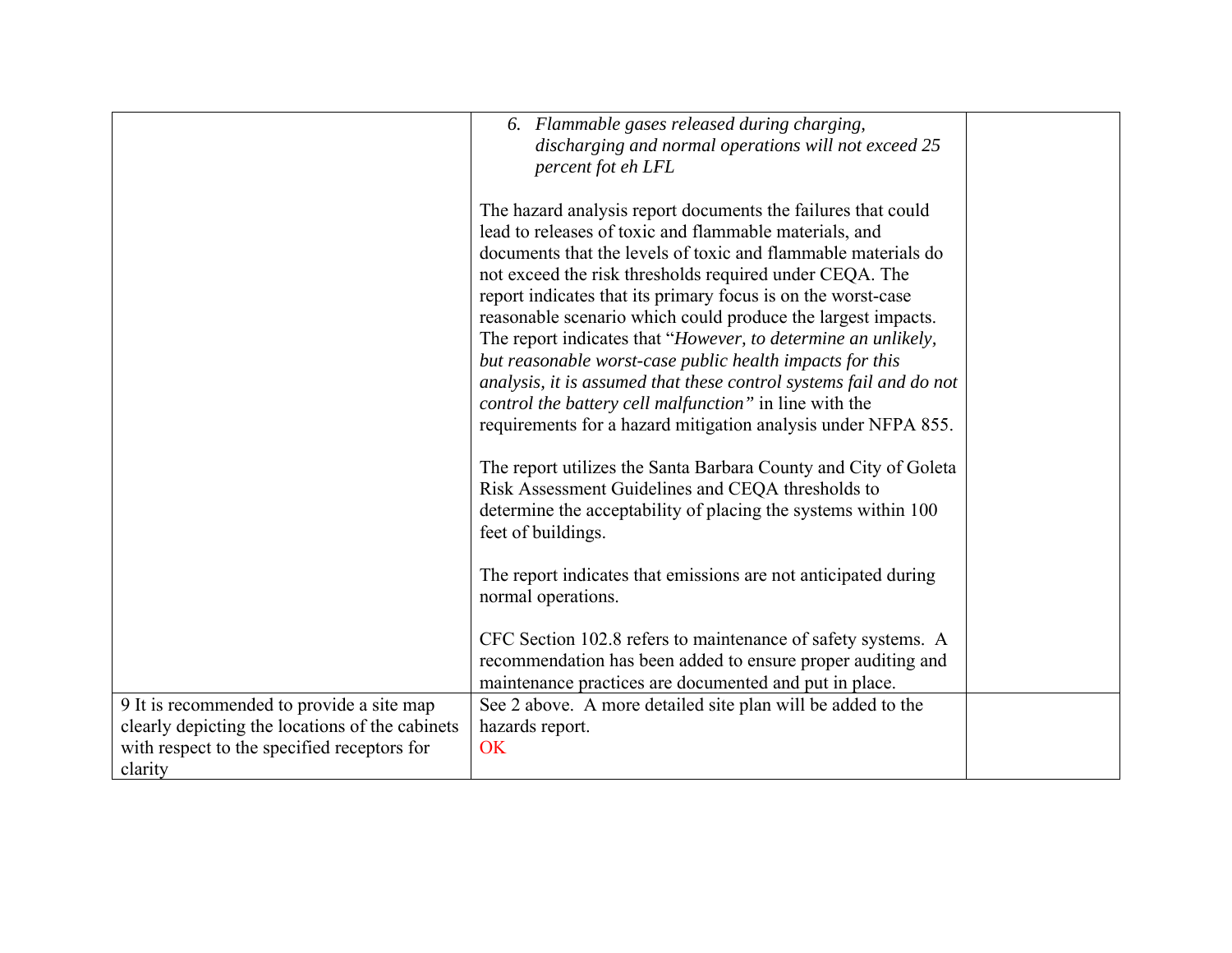| | | |
|---|---|---|
| | 6. *Flammable gases released during charging, discharging and normal operations will not exceed 25 percent fot eh LFL*<br><br>The hazard analysis report documents the failures that could lead to releases of toxic and flammable materials, and documents that the levels of toxic and flammable materials do not exceed the risk thresholds required under CEQA. The report indicates that its primary focus is on the worst-case reasonable scenario which could produce the largest impacts. The report indicates that "*However, to determine an unlikely, but reasonable worst-case public health impacts for this analysis, it is assumed that these control systems fail and do not control the battery cell malfunction"* in line with the requirements for a hazard mitigation analysis under NFPA 855.<br><br>The report utilizes the Santa Barbara County and City of Goleta Risk Assessment Guidelines and CEQA thresholds to determine the acceptability of placing the systems within 100 feet of buildings.<br><br>The report indicates that emissions are not anticipated during normal operations.<br><br>CFC Section 102.8 refers to maintenance of safety systems. A recommendation has been added to ensure proper auditing and maintenance practices are documented and put in place. | |
| 9 It is recommended to provide a site map clearly depicting the locations of the cabinets with respect to the specified receptors for clarity | See 2 above. A more detailed site plan will be added to the hazards report.<br>OK | |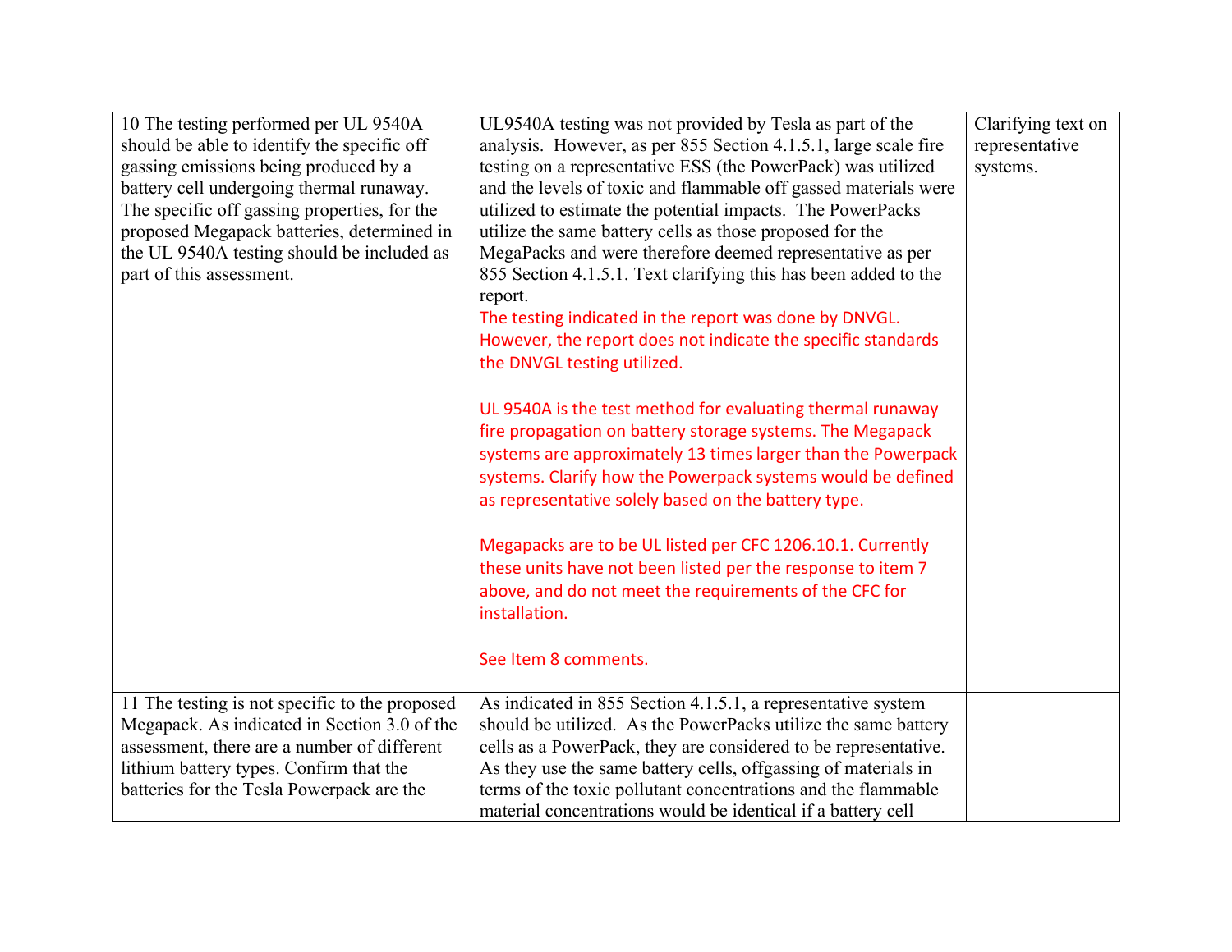| | | |
|---|---|---|
| 10 The testing performed per UL 9540A should be able to identify the specific off gassing emissions being produced by a battery cell undergoing thermal runaway. The specific off gassing properties, for the proposed Megapack batteries, determined in the UL 9540A testing should be included as part of this assessment. | UL9540A testing was not provided by Tesla as part of the analysis. However, as per 855 Section 4.1.5.1, large scale fire testing on a representative ESS (the PowerPack) was utilized and the levels of toxic and flammable off gassed materials were utilized to estimate the potential impacts. The PowerPacks utilize the same battery cells as those proposed for the MegaPacks and were therefore deemed representative as per 855 Section 4.1.5.1. Text clarifying this has been added to the report.<br>The testing indicated in the report was done by DNVGL. However, the report does not indicate the specific standards the DNVGL testing utilized.<br><br>UL 9540A is the test method for evaluating thermal runaway fire propagation on battery storage systems. The Megapack systems are approximately 13 times larger than the Powerpack systems. Clarify how the Powerpack systems would be defined as representative solely based on the battery type.<br><br>Megapacks are to be UL listed per CFC 1206.10.1. Currently these units have not been listed per the response to item 7 above, and do not meet the requirements of the CFC for installation.<br><br>See Item 8 comments. | Clarifying text on representative systems. |
| 11 The testing is not specific to the proposed Megapack. As indicated in Section 3.0 of the assessment, there are a number of different lithium battery types. Confirm that the batteries for the Tesla Powerpack are the | As indicated in 855 Section 4.1.5.1, a representative system should be utilized. As the PowerPacks utilize the same battery cells as a PowerPack, they are considered to be representative. As they use the same battery cells, offgassing of materials in terms of the toxic pollutant concentrations and the flammable material concentrations would be identical if a battery cell | |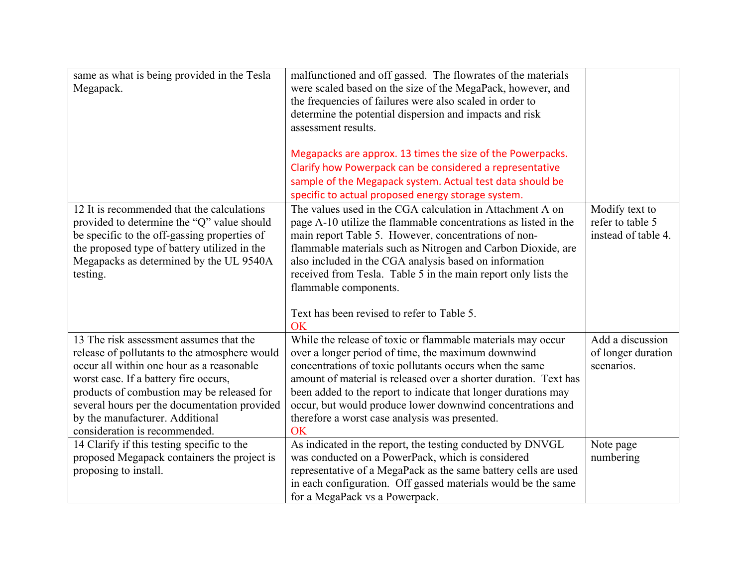| | | |
|---|---|---|
| same as what is being provided in the Tesla Megapack. | malfunctioned and off gassed. The flowrates of the materials were scaled based on the size of the MegaPack, however, and the frequencies of failures were also scaled in order to determine the potential dispersion and impacts and risk assessment results.<br><br>Megapacks are approx. 13 times the size of the Powerpacks. Clarify how Powerpack can be considered a representative sample of the Megapack system. Actual test data should be specific to actual proposed energy storage system. | |
| 12 It is recommended that the calculations provided to determine the "Q" value should be specific to the off-gassing properties of the proposed type of battery utilized in the Megapacks as determined by the UL 9540A testing. | The values used in the CGA calculation in Attachment A on page A-10 utilize the flammable concentrations as listed in the main report Table 5. However, concentrations of non-flammable materials such as Nitrogen and Carbon Dioxide, are also included in the CGA analysis based on information received from Tesla. Table 5 in the main report only lists the flammable components.<br><br>Text has been revised to refer to Table 5.<br>OK | Modify text to refer to table 5 instead of table 4. |
| 13 The risk assessment assumes that the release of pollutants to the atmosphere would occur all within one hour as a reasonable worst case. If a battery fire occurs, products of combustion may be released for several hours per the documentation provided by the manufacturer. Additional consideration is recommended. | While the release of toxic or flammable materials may occur over a longer period of time, the maximum downwind concentrations of toxic pollutants occurs when the same amount of material is released over a shorter duration. Text has been added to the report to indicate that longer durations may occur, but would produce lower downwind concentrations and therefore a worst case analysis was presented.<br>OK | Add a discussion of longer duration scenarios. |
| 14 Clarify if this testing specific to the proposed Megapack containers the project is proposing to install. | As indicated in the report, the testing conducted by DNVGL was conducted on a PowerPack, which is considered representative of a MegaPack as the same battery cells are used in each configuration. Off gassed materials would be the same for a MegaPack vs a Powerpack. | Note page numbering |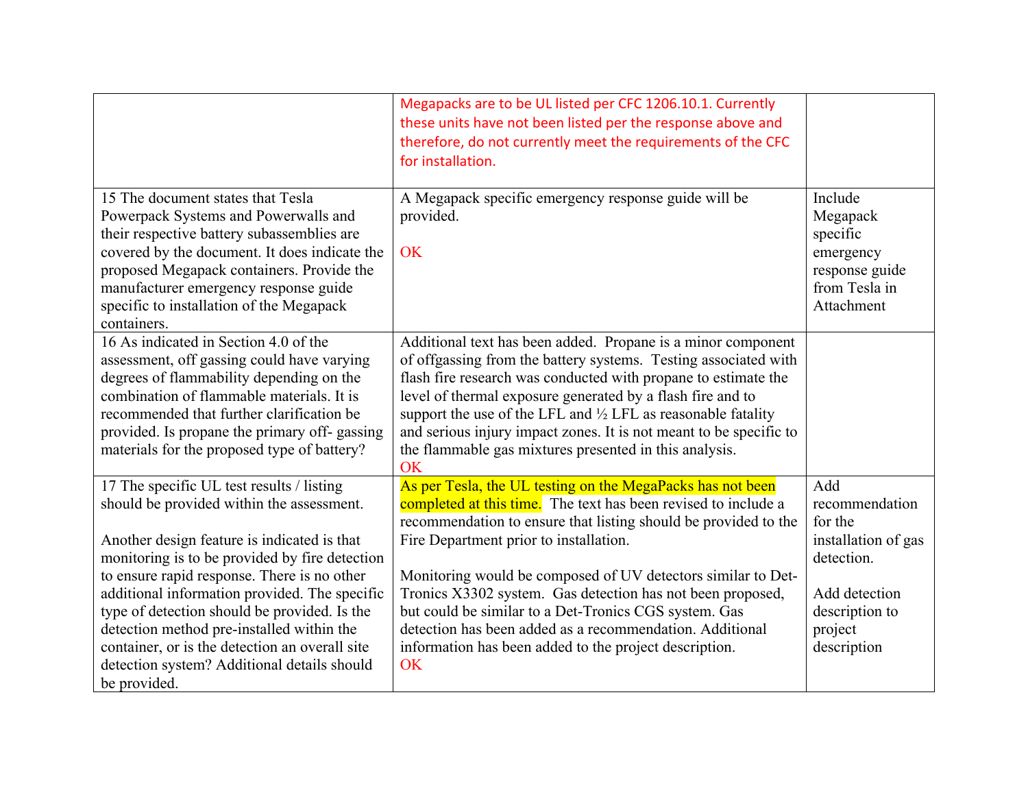| | | |
|---|---|---|
| | Megapacks are to be UL listed per CFC 1206.10.1. Currently these units have not been listed per the response above and therefore, do not currently meet the requirements of the CFC for installation. | |
| 15 The document states that Tesla Powerpack Systems and Powerwalls and their respective battery subassemblies are covered by the document. It does indicate the proposed Megapack containers. Provide the manufacturer emergency response guide specific to installation of the Megapack containers. | A Megapack specific emergency response guide will be provided.<br><br>OK | Include Megapack specific emergency response guide from Tesla in Attachment |
| 16 As indicated in Section 4.0 of the assessment, off gassing could have varying degrees of flammability depending on the combination of flammable materials. It is recommended that further clarification be provided. Is propane the primary off- gassing materials for the proposed type of battery? | Additional text has been added. Propane is a minor component of offgassing from the battery systems. Testing associated with flash fire research was conducted with propane to estimate the level of thermal exposure generated by a flash fire and to support the use of the LFL and ½ LFL as reasonable fatality and serious injury impact zones. It is not meant to be specific to the flammable gas mixtures presented in this analysis.<br>OK | |
| 17 The specific UL test results / listing should be provided within the assessment.<br><br>Another design feature is indicated is that monitoring is to be provided by fire detection to ensure rapid response. There is no other additional information provided. The specific type of detection should be provided. Is the detection method pre-installed within the container, or is the detection an overall site detection system? Additional details should be provided. | As per Tesla, the UL testing on the MegaPacks has not been completed at this time. The text has been revised to include a recommendation to ensure that listing should be provided to the Fire Department prior to installation.<br><br>Monitoring would be composed of UV detectors similar to Det-Tronics X3302 system. Gas detection has not been proposed, but could be similar to a Det-Tronics CGS system. Gas detection has been added as a recommendation. Additional information has been added to the project description.<br>OK | Add recommendation for the installation of gas detection.<br><br>Add detection description to project description |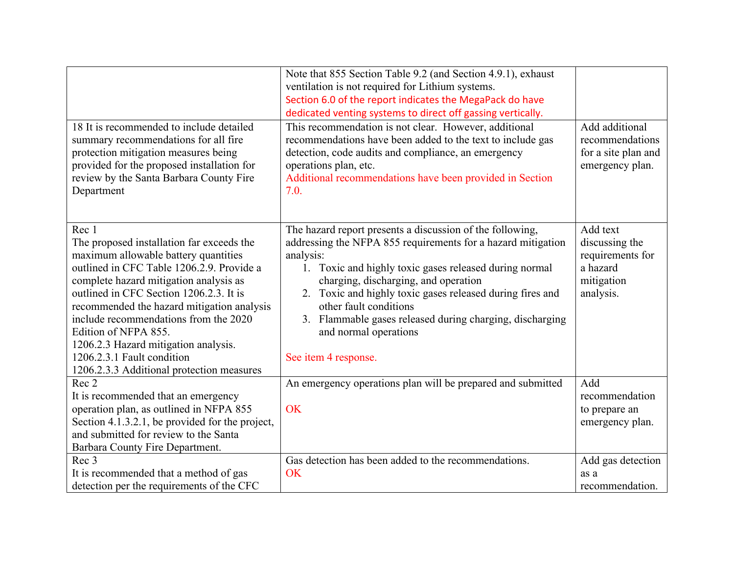| | | |
|---|---|---|
| | Note that 855 Section Table 9.2 (and Section 4.9.1), exhaust ventilation is not required for Lithium systems.<br>Section 6.0 of the report indicates the MegaPack do have dedicated venting systems to direct off gassing vertically. | |
| 18 It is recommended to include detailed summary recommendations for all fire protection mitigation measures being provided for the proposed installation for review by the Santa Barbara County Fire Department | This recommendation is not clear. However, additional recommendations have been added to the text to include gas detection, code audits and compliance, an emergency operations plan, etc.<br>Additional recommendations have been provided in Section 7.0. | Add additional recommendations for a site plan and emergency plan. |
| Rec 1<br>The proposed installation far exceeds the maximum allowable battery quantities outlined in CFC Table 1206.2.9. Provide a complete hazard mitigation analysis as outlined in CFC Section 1206.2.3. It is recommended the hazard mitigation analysis include recommendations from the 2020 Edition of NFPA 855.<br>1206.2.3 Hazard mitigation analysis.<br>1206.2.3.1 Fault condition<br>1206.2.3.3 Additional protection measures | The hazard report presents a discussion of the following, addressing the NFPA 855 requirements for a hazard mitigation analysis:<br>1. Toxic and highly toxic gases released during normal charging, discharging, and operation<br>2. Toxic and highly toxic gases released during fires and other fault conditions<br>3. Flammable gases released during charging, discharging and normal operations<br><br>See item 4 response. | Add text discussing the requirements for a hazard mitigation analysis. |
| Rec 2<br>It is recommended that an emergency operation plan, as outlined in NFPA 855 Section 4.1.3.2.1, be provided for the project, and submitted for review to the Santa Barbara County Fire Department. | An emergency operations plan will be prepared and submitted<br><br>OK | Add recommendation to prepare an emergency plan. |
| Rec 3<br>It is recommended that a method of gas detection per the requirements of the CFC | Gas detection has been added to the recommendations.<br>OK | Add gas detection as a recommendation. |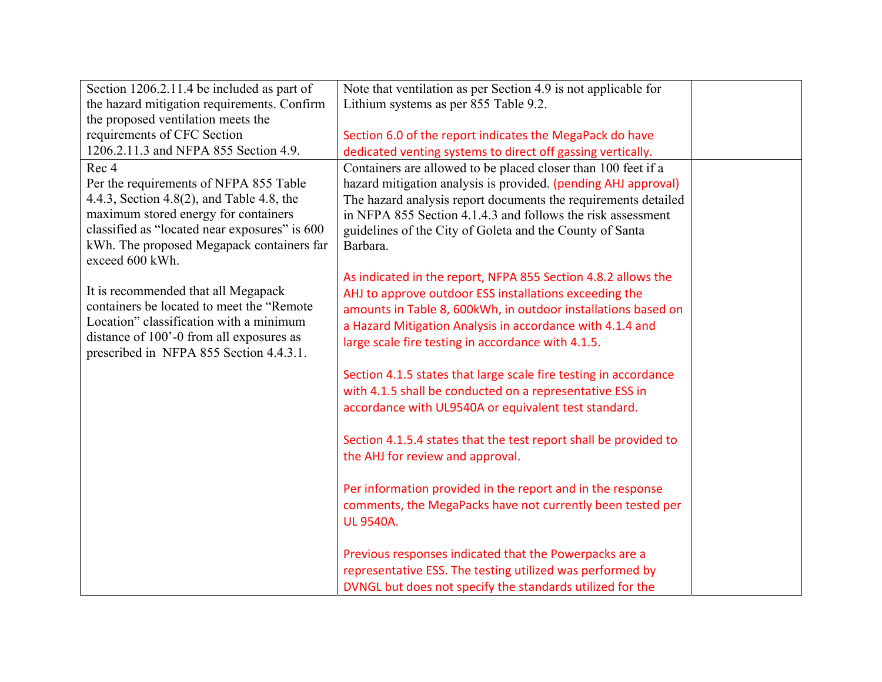| | | |
|---|---|---|
| Section 1206.2.11.4 be included as part of the hazard mitigation requirements. Confirm the proposed ventilation meets the requirements of CFC Section 1206.2.11.3 and NFPA 855 Section 4.9. | Note that ventilation as per Section 4.9 is not applicable for Lithium systems as per 855 Table 9.2.<br><br>Section 6.0 of the report indicates the MegaPack do have dedicated venting systems to direct off gassing vertically. | |
| Rec 4<br>Per the requirements of NFPA 855 Table 4.4.3, Section 4.8(2), and Table 4.8, the maximum stored energy for containers classified as "located near exposures" is 600 kWh. The proposed Megapack containers far exceed 600 kWh.<br><br>It is recommended that all Megapack containers be located to meet the "Remote Location" classification with a minimum distance of 100'-0 from all exposures as prescribed in NFPA 855 Section 4.4.3.1. | Containers are allowed to be placed closer than 100 feet if a hazard mitigation analysis is provided. (pending AHJ approval) The hazard analysis report documents the requirements detailed in NFPA 855 Section 4.1.4.3 and follows the risk assessment guidelines of the City of Goleta and the County of Santa Barbara.<br><br>As indicated in the report, NFPA 855 Section 4.8.2 allows the AHJ to approve outdoor ESS installations exceeding the amounts in Table 8, 600kWh, in outdoor installations based on a Hazard Mitigation Analysis in accordance with 4.1.4 and large scale fire testing in accordance with 4.1.5.<br><br>Section 4.1.5 states that large scale fire testing in accordance with 4.1.5 shall be conducted on a representative ESS in accordance with UL9540A or equivalent test standard.<br><br>Section 4.1.5.4 states that the test report shall be provided to the AHJ for review and approval.<br><br>Per information provided in the report and in the response comments, the MegaPacks have not currently been tested per UL 9540A.<br><br>Previous responses indicated that the Powerpacks are a representative ESS. The testing utilized was performed by DVNGL but does not specify the standards utilized for the | |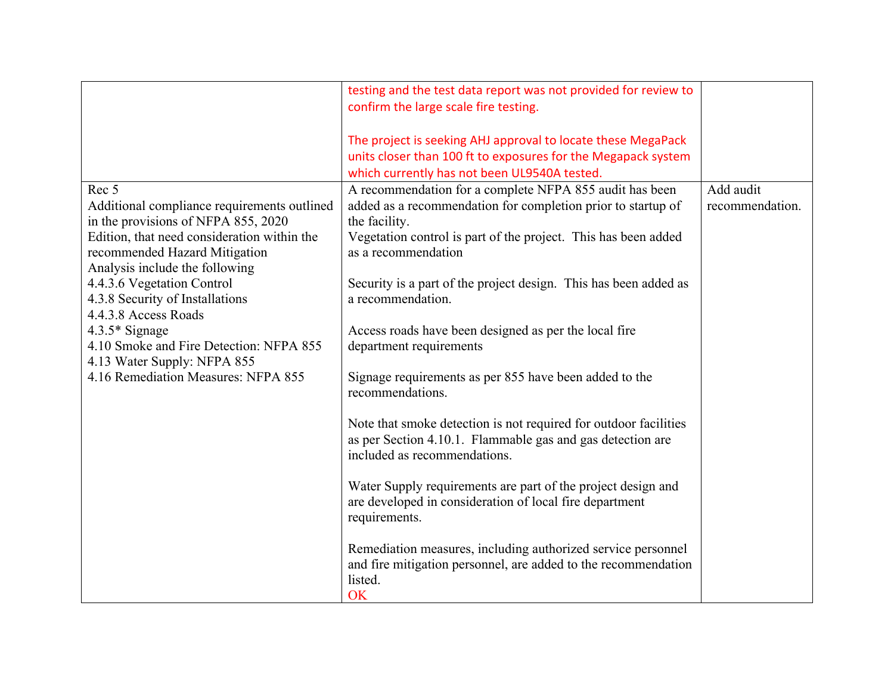| | | |
|---|---|---|
| | testing and the test data report was not provided for review to confirm the large scale fire testing.<br><br>The project is seeking AHJ approval to locate these MegaPack units closer than 100 ft to exposures for the Megapack system which currently has not been UL9540A tested. | |
| Rec 5<br>Additional compliance requirements outlined in the provisions of NFPA 855, 2020 Edition, that need consideration within the recommended Hazard Mitigation Analysis include the following<br>4.4.3.6 Vegetation Control<br>4.3.8 Security of Installations<br>4.4.3.8 Access Roads<br>4.3.5* Signage<br>4.10 Smoke and Fire Detection: NFPA 855<br>4.13 Water Supply: NFPA 855<br>4.16 Remediation Measures: NFPA 855 | A recommendation for a complete NFPA 855 audit has been added as a recommendation for completion prior to startup of the facility.<br>Vegetation control is part of the project. This has been added as a recommendation<br><br>Security is a part of the project design. This has been added as a recommendation.<br><br>Access roads have been designed as per the local fire department requirements<br><br>Signage requirements as per 855 have been added to the recommendations.<br><br>Note that smoke detection is not required for outdoor facilities as per Section 4.10.1. Flammable gas and gas detection are included as recommendations.<br><br>Water Supply requirements are part of the project design and are developed in consideration of local fire department requirements.<br><br>Remediation measures, including authorized service personnel and fire mitigation personnel, are added to the recommendation listed.<br>OK | Add audit recommendation. |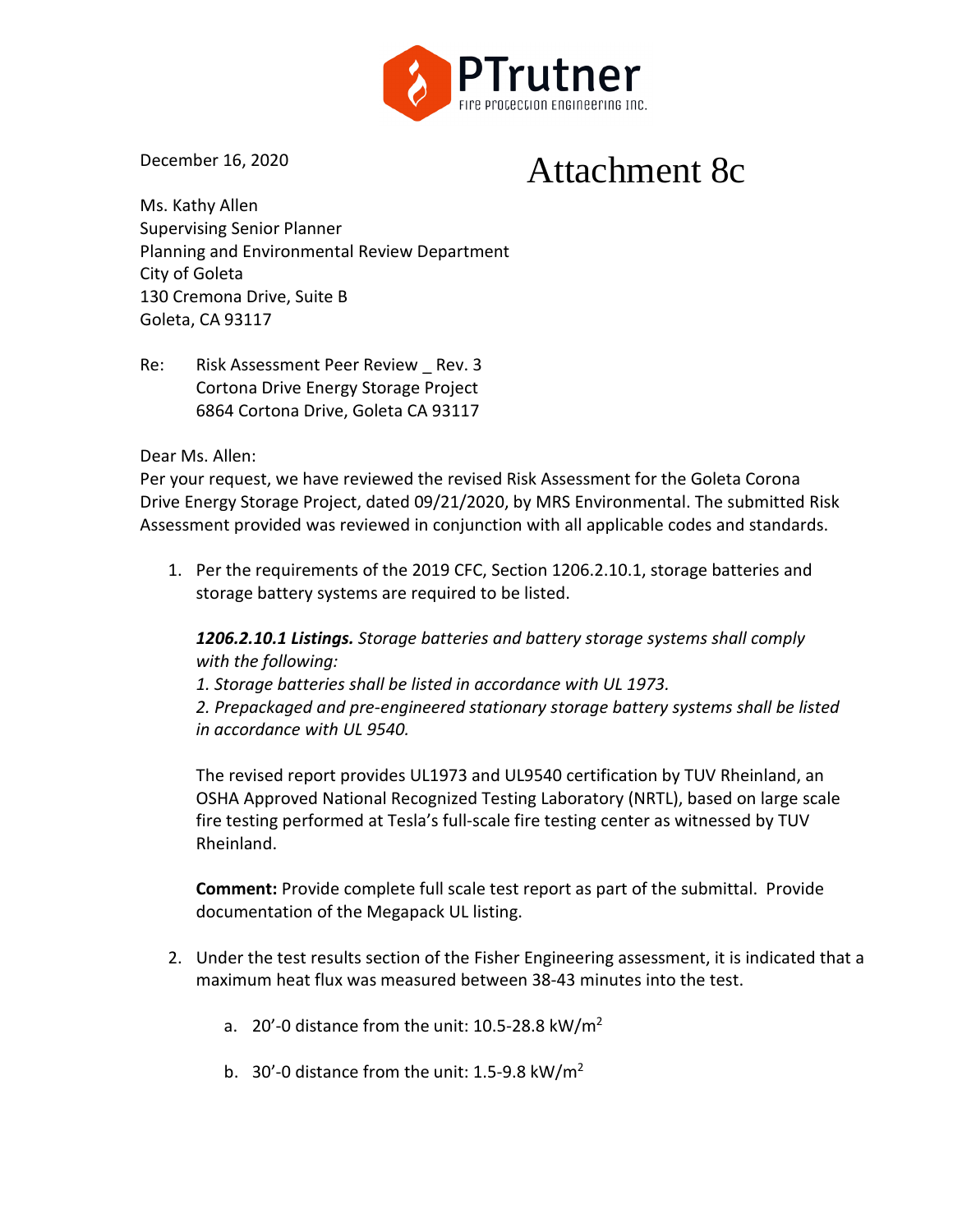PTrutner
Fire Protection Engineering Inc.

December 16, 2020

# Attachment 8c

Ms. Kathy Allen
Supervising Senior Planner
Planning and Environmental Review Department
City of Goleta
130 Cremona Drive, Suite B
Goleta, CA 93117

Re: Risk Assessment Peer Review _ Rev. 3
Cortona Drive Energy Storage Project
6864 Cortona Drive, Goleta CA 93117

Dear Ms. Allen:
Per your request, we have reviewed the revised Risk Assessment for the Goleta Corona Drive Energy Storage Project, dated 09/21/2020, by MRS Environmental. The submitted Risk Assessment provided was reviewed in conjunction with all applicable codes and standards.

1. Per the requirements of the 2019 CFC, Section 1206.2.10.1, storage batteries and storage battery systems are required to be listed.

   ***1206.2.10.1 Listings.*** *Storage batteries and battery storage systems shall comply with the following:*
   *1. Storage batteries shall be listed in accordance with UL 1973.*
   *2. Prepackaged and pre-engineered stationary storage battery systems shall be listed in accordance with UL 9540.*

   The revised report provides UL1973 and UL9540 certification by TUV Rheinland, an OSHA Approved National Recognized Testing Laboratory (NRTL), based on large scale fire testing performed at Tesla's full-scale fire testing center as witnessed by TUV Rheinland.

   **Comment:** Provide complete full scale test report as part of the submittal. Provide documentation of the Megapack UL listing.

2. Under the test results section of the Fisher Engineering assessment, it is indicated that a maximum heat flux was measured between 38-43 minutes into the test.

   a. 20'-0 distance from the unit: 10.5-28.8 kW/m$^2$

   b. 30'-0 distance from the unit: 1.5-9.8 kW/m$^2$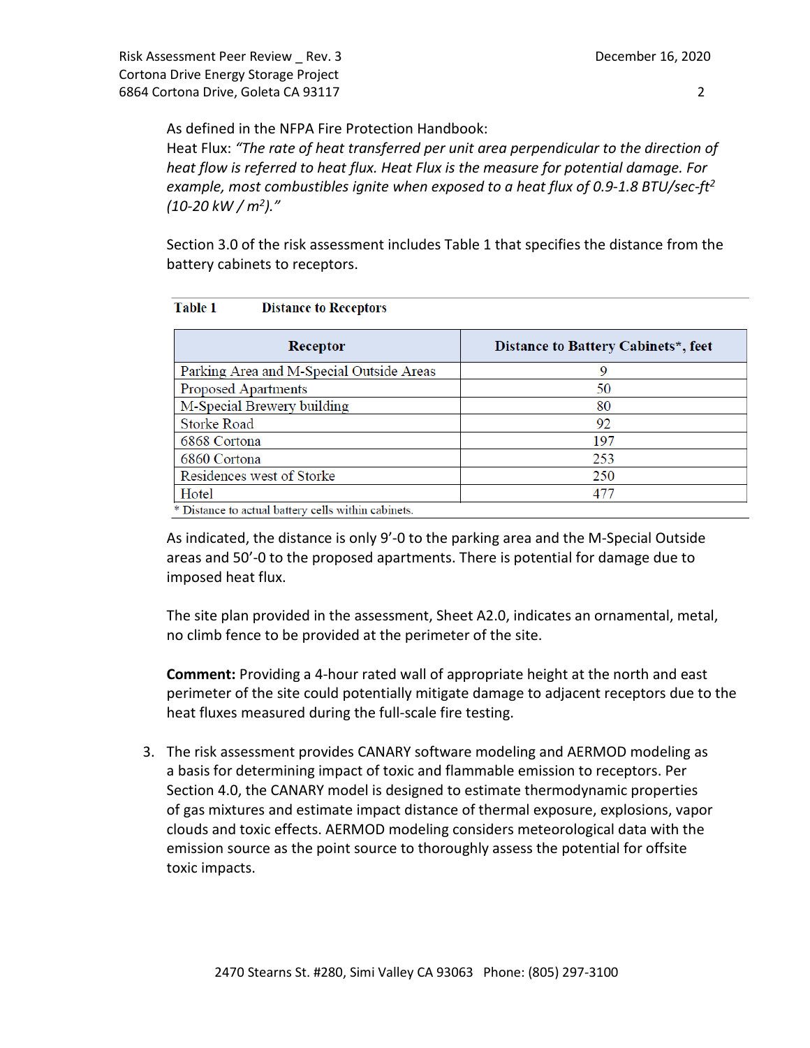As defined in the NFPA Fire Protection Handbook:

Heat Flux: *"The rate of heat transferred per unit area perpendicular to the direction of heat flow is referred to heat flux. Heat Flux is the measure for potential damage. For example, most combustibles ignite when exposed to a heat flux of 0.9-1.8 BTU/sec-ft$^2$ (10-20 kW / m$^2$)."*

Section 3.0 of the risk assessment includes Table 1 that specifies the distance from the battery cabinets to receptors.

**Table 1 Distance to Receptors**

| Receptor | Distance to Battery Cabinets*, feet |
|---|---|
| Parking Area and M-Special Outside Areas | 9 |
| Proposed Apartments | 50 |
| M-Special Brewery building | 80 |
| Storke Road | 92 |
| 6868 Cortona | 197 |
| 6860 Cortona | 253 |
| Residences west of Storke | 250 |
| Hotel | 477 |

\* Distance to actual battery cells within cabinets.

As indicated, the distance is only 9'-0 to the parking area and the M-Special Outside areas and 50'-0 to the proposed apartments. There is potential for damage due to imposed heat flux.

The site plan provided in the assessment, Sheet A2.0, indicates an ornamental, metal, no climb fence to be provided at the perimeter of the site.

**Comment:** Providing a 4-hour rated wall of appropriate height at the north and east perimeter of the site could potentially mitigate damage to adjacent receptors due to the heat fluxes measured during the full-scale fire testing.

3. The risk assessment provides CANARY software modeling and AERMOD modeling as a basis for determining impact of toxic and flammable emission to receptors. Per Section 4.0, the CANARY model is designed to estimate thermodynamic properties of gas mixtures and estimate impact distance of thermal exposure, explosions, vapor clouds and toxic effects. AERMOD modeling considers meteorological data with the emission source as the point source to thoroughly assess the potential for offsite toxic impacts.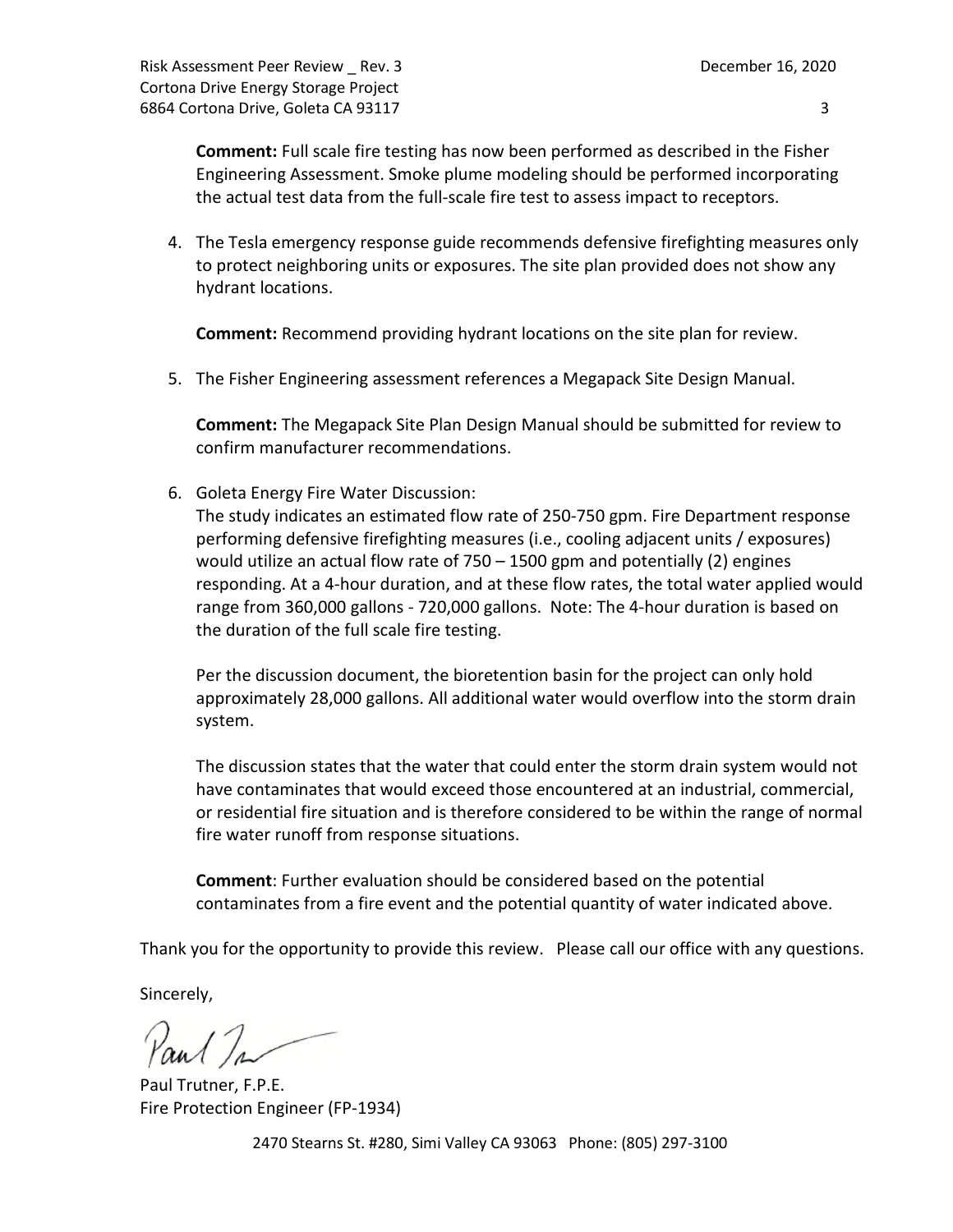**Comment:** Full scale fire testing has now been performed as described in the Fisher Engineering Assessment. Smoke plume modeling should be performed incorporating the actual test data from the full-scale fire test to assess impact to receptors.

4. The Tesla emergency response guide recommends defensive firefighting measures only to protect neighboring units or exposures. The site plan provided does not show any hydrant locations.

   **Comment:** Recommend providing hydrant locations on the site plan for review.

5. The Fisher Engineering assessment references a Megapack Site Design Manual.

   **Comment:** The Megapack Site Plan Design Manual should be submitted for review to confirm manufacturer recommendations.

6. Goleta Energy Fire Water Discussion:
   The study indicates an estimated flow rate of 250-750 gpm. Fire Department response performing defensive firefighting measures (i.e., cooling adjacent units / exposures) would utilize an actual flow rate of 750 – 1500 gpm and potentially (2) engines responding. At a 4-hour duration, and at these flow rates, the total water applied would range from 360,000 gallons - 720,000 gallons. Note: The 4-hour duration is based on the duration of the full scale fire testing.

   Per the discussion document, the bioretention basin for the project can only hold approximately 28,000 gallons. All additional water would overflow into the storm drain system.

   The discussion states that the water that could enter the storm drain system would not have contaminates that would exceed those encountered at an industrial, commercial, or residential fire situation and is therefore considered to be within the range of normal fire water runoff from response situations.

   **Comment**: Further evaluation should be considered based on the potential contaminates from a fire event and the potential quantity of water indicated above.

Thank you for the opportunity to provide this review. Please call our office with any questions.

Sincerely,

Paul Trutner, F.P.E.
Fire Protection Engineer (FP-1934)

2470 Stearns St. #280, Simi Valley CA 93063 Phone: (805) 297-3100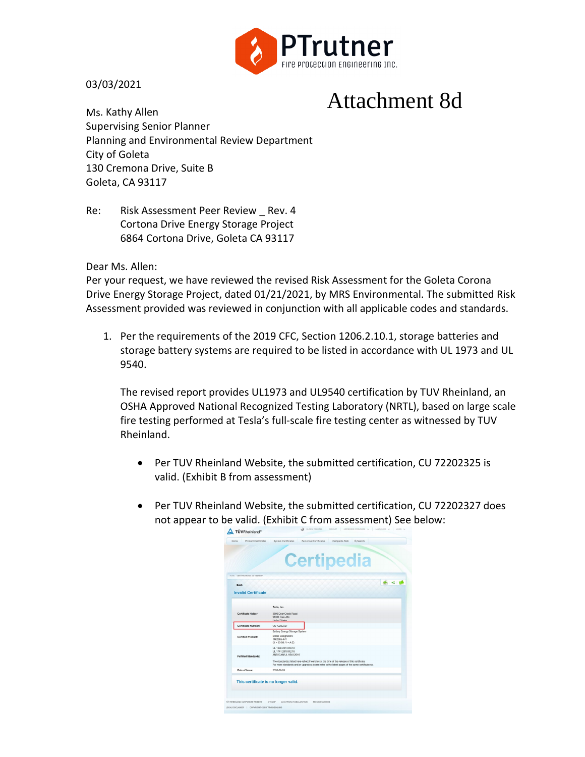PTrutner
Fire Protection Engineering Inc.

03/03/2021

# Attachment 8d

Ms. Kathy Allen
Supervising Senior Planner
Planning and Environmental Review Department
City of Goleta
130 Cremona Drive, Suite B
Goleta, CA 93117

Re: Risk Assessment Peer Review _ Rev. 4
Cortona Drive Energy Storage Project
6864 Cortona Drive, Goleta CA 93117

Dear Ms. Allen:
Per your request, we have reviewed the revised Risk Assessment for the Goleta Corona Drive Energy Storage Project, dated 01/21/2021, by MRS Environmental. The submitted Risk Assessment provided was reviewed in conjunction with all applicable codes and standards.

1. Per the requirements of the 2019 CFC, Section 1206.2.10.1, storage batteries and storage battery systems are required to be listed in accordance with UL 1973 and UL 9540.

   The revised report provides UL1973 and UL9540 certification by TUV Rheinland, an OSHA Approved National Recognized Testing Laboratory (NRTL), based on large scale fire testing performed at Tesla's full-scale fire testing center as witnessed by TUV Rheinland.

   - Per TUV Rheinland Website, the submitted certification, CU 72202325 is valid. (Exhibit B from assessment)

   - Per TUV Rheinland Website, the submitted certification, CU 72202327 does not appear to be valid. (Exhibit C from assessment) See below:

TÜVRheinland®

Certipedia

Invalid Certificate

| | |
|---|---|
| Certificate Holder: | Tesla, Inc. 3500 Deer Creek Road 94304 Palo Alto United States |
| Certificate Number: | CU 72202327 |
| Certified Product: | Battery Energy Storage System Model Designation: 1462965-X-Y (X = 00-99, Y = A-Z) |
| Fulfilled Standards: | UL 1998:2013 R9.18 UL 1741:2010 R2.18 ANSI/CAN/UL 9540:2016 The standard(s) listed here reflect the status at the time of the release of this certificate. For more standards and/or upgrades please refer to the latest pages of the same certificate no. |
| Date of Issue: | 2020-06-26 |

This certificate is no longer valid.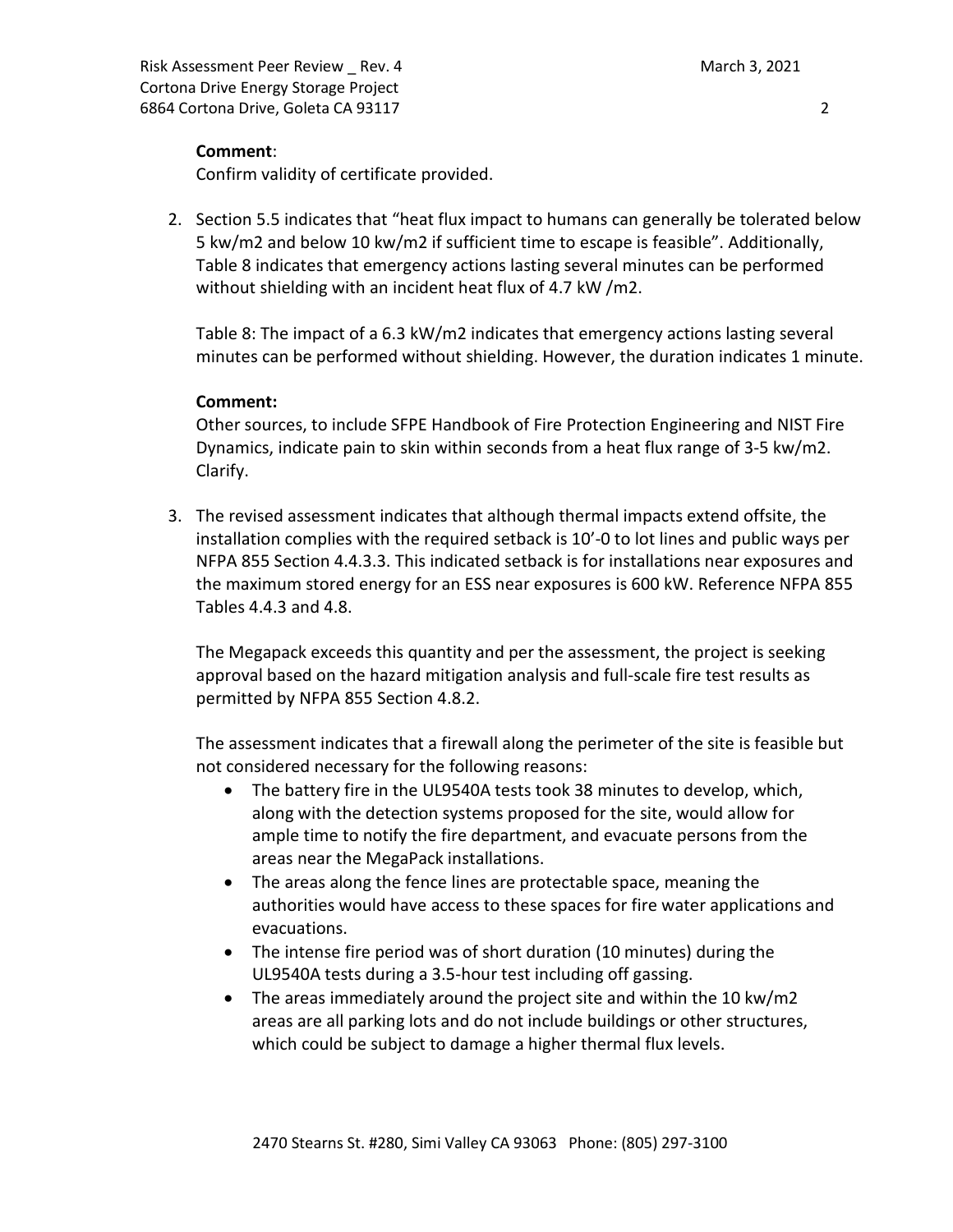**Comment**:

Confirm validity of certificate provided.

2. Section 5.5 indicates that "heat flux impact to humans can generally be tolerated below 5 kw/m2 and below 10 kw/m2 if sufficient time to escape is feasible". Additionally, Table 8 indicates that emergency actions lasting several minutes can be performed without shielding with an incident heat flux of 4.7 kW /m2.

   Table 8: The impact of a 6.3 kW/m2 indicates that emergency actions lasting several minutes can be performed without shielding. However, the duration indicates 1 minute.

   **Comment:**

   Other sources, to include SFPE Handbook of Fire Protection Engineering and NIST Fire Dynamics, indicate pain to skin within seconds from a heat flux range of 3-5 kw/m2. Clarify.

3. The revised assessment indicates that although thermal impacts extend offsite, the installation complies with the required setback is 10'-0 to lot lines and public ways per NFPA 855 Section 4.4.3.3. This indicated setback is for installations near exposures and the maximum stored energy for an ESS near exposures is 600 kW. Reference NFPA 855 Tables 4.4.3 and 4.8.

   The Megapack exceeds this quantity and per the assessment, the project is seeking approval based on the hazard mitigation analysis and full-scale fire test results as permitted by NFPA 855 Section 4.8.2.

   The assessment indicates that a firewall along the perimeter of the site is feasible but not considered necessary for the following reasons:

   - The battery fire in the UL9540A tests took 38 minutes to develop, which, along with the detection systems proposed for the site, would allow for ample time to notify the fire department, and evacuate persons from the areas near the MegaPack installations.
   - The areas along the fence lines are protectable space, meaning the authorities would have access to these spaces for fire water applications and evacuations.
   - The intense fire period was of short duration (10 minutes) during the UL9540A tests during a 3.5-hour test including off gassing.
   - The areas immediately around the project site and within the 10 kw/m2 areas are all parking lots and do not include buildings or other structures, which could be subject to damage a higher thermal flux levels.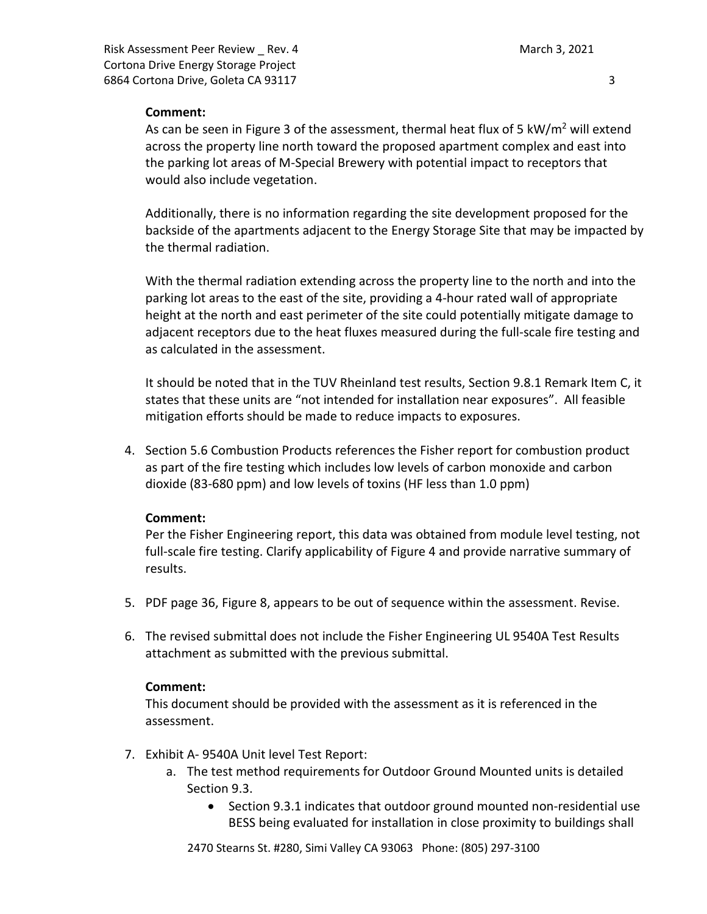**Comment:**

As can be seen in Figure 3 of the assessment, thermal heat flux of 5 $kW/m^2$ will extend across the property line north toward the proposed apartment complex and east into the parking lot areas of M-Special Brewery with potential impact to receptors that would also include vegetation.

Additionally, there is no information regarding the site development proposed for the backside of the apartments adjacent to the Energy Storage Site that may be impacted by the thermal radiation.

With the thermal radiation extending across the property line to the north and into the parking lot areas to the east of the site, providing a 4-hour rated wall of appropriate height at the north and east perimeter of the site could potentially mitigate damage to adjacent receptors due to the heat fluxes measured during the full-scale fire testing and as calculated in the assessment.

It should be noted that in the TUV Rheinland test results, Section 9.8.1 Remark Item C, it states that these units are "not intended for installation near exposures". All feasible mitigation efforts should be made to reduce impacts to exposures.

4. Section 5.6 Combustion Products references the Fisher report for combustion product as part of the fire testing which includes low levels of carbon monoxide and carbon dioxide (83-680 ppm) and low levels of toxins (HF less than 1.0 ppm)

**Comment:**

Per the Fisher Engineering report, this data was obtained from module level testing, not full-scale fire testing. Clarify applicability of Figure 4 and provide narrative summary of results.

5. PDF page 36, Figure 8, appears to be out of sequence within the assessment. Revise.

6. The revised submittal does not include the Fisher Engineering UL 9540A Test Results attachment as submitted with the previous submittal.

**Comment:**

This document should be provided with the assessment as it is referenced in the assessment.

7. Exhibit A- 9540A Unit level Test Report:
   a. The test method requirements for Outdoor Ground Mounted units is detailed Section 9.3.
      - Section 9.3.1 indicates that outdoor ground mounted non-residential use BESS being evaluated for installation in close proximity to buildings shall

2470 Stearns St. #280, Simi Valley CA 93063 Phone: (805) 297-3100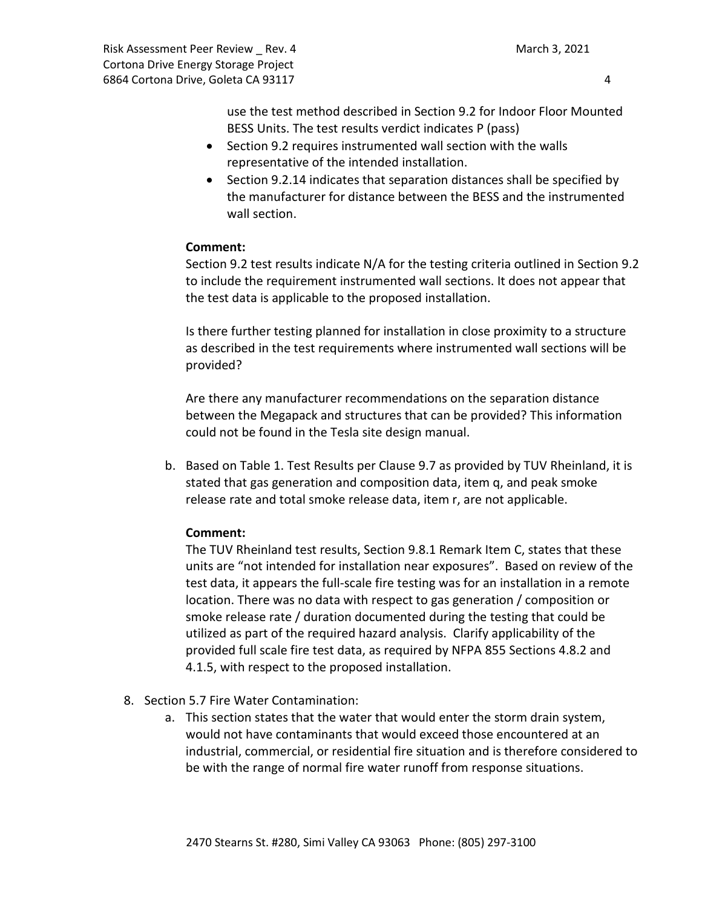use the test method described in Section 9.2 for Indoor Floor Mounted BESS Units. The test results verdict indicates P (pass)

- Section 9.2 requires instrumented wall section with the walls representative of the intended installation.
- Section 9.2.14 indicates that separation distances shall be specified by the manufacturer for distance between the BESS and the instrumented wall section.

**Comment:**

Section 9.2 test results indicate N/A for the testing criteria outlined in Section 9.2 to include the requirement instrumented wall sections. It does not appear that the test data is applicable to the proposed installation.

Is there further testing planned for installation in close proximity to a structure as described in the test requirements where instrumented wall sections will be provided?

Are there any manufacturer recommendations on the separation distance between the Megapack and structures that can be provided? This information could not be found in the Tesla site design manual.

b. Based on Table 1. Test Results per Clause 9.7 as provided by TUV Rheinland, it is stated that gas generation and composition data, item q, and peak smoke release rate and total smoke release data, item r, are not applicable.

**Comment:**

The TUV Rheinland test results, Section 9.8.1 Remark Item C, states that these units are "not intended for installation near exposures". Based on review of the test data, it appears the full-scale fire testing was for an installation in a remote location. There was no data with respect to gas generation / composition or smoke release rate / duration documented during the testing that could be utilized as part of the required hazard analysis. Clarify applicability of the provided full scale fire test data, as required by NFPA 855 Sections 4.8.2 and 4.1.5, with respect to the proposed installation.

8. Section 5.7 Fire Water Contamination:

   a. This section states that the water that would enter the storm drain system, would not have contaminants that would exceed those encountered at an industrial, commercial, or residential fire situation and is therefore considered to be with the range of normal fire water runoff from response situations.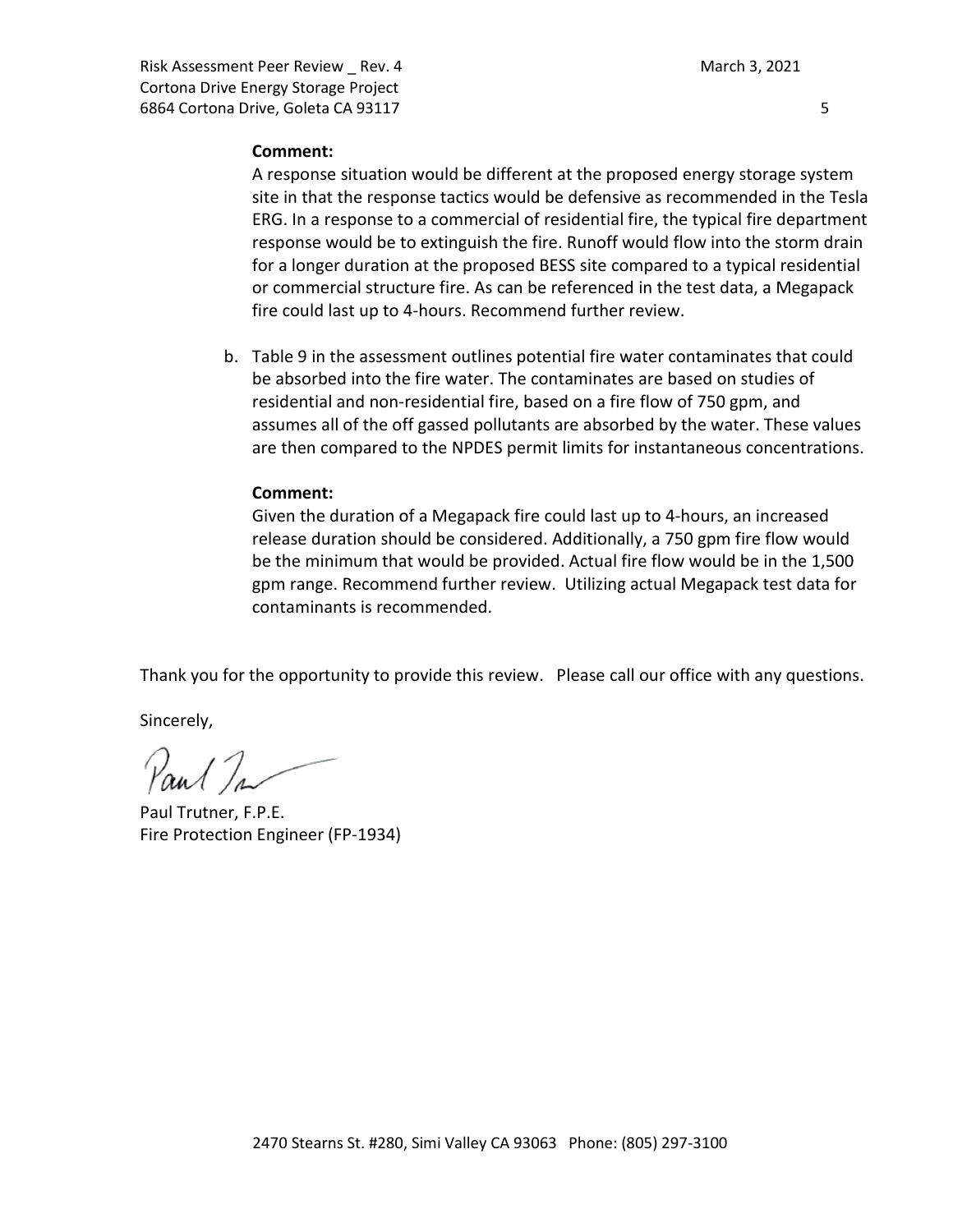**Comment:**

A response situation would be different at the proposed energy storage system site in that the response tactics would be defensive as recommended in the Tesla ERG. In a response to a commercial of residential fire, the typical fire department response would be to extinguish the fire. Runoff would flow into the storm drain for a longer duration at the proposed BESS site compared to a typical residential or commercial structure fire. As can be referenced in the test data, a Megapack fire could last up to 4-hours. Recommend further review.

b. Table 9 in the assessment outlines potential fire water contaminates that could be absorbed into the fire water. The contaminates are based on studies of residential and non-residential fire, based on a fire flow of 750 gpm, and assumes all of the off gassed pollutants are absorbed by the water. These values are then compared to the NPDES permit limits for instantaneous concentrations.

**Comment:**

Given the duration of a Megapack fire could last up to 4-hours, an increased release duration should be considered. Additionally, a 750 gpm fire flow would be the minimum that would be provided. Actual fire flow would be in the 1,500 gpm range. Recommend further review. Utilizing actual Megapack test data for contaminants is recommended.

Thank you for the opportunity to provide this review. Please call our office with any questions.

Sincerely,

Paul Trutner, F.P.E.
Fire Protection Engineer (FP-1934)

2470 Stearns St. #280, Simi Valley CA 93063 Phone: (805) 297-3100